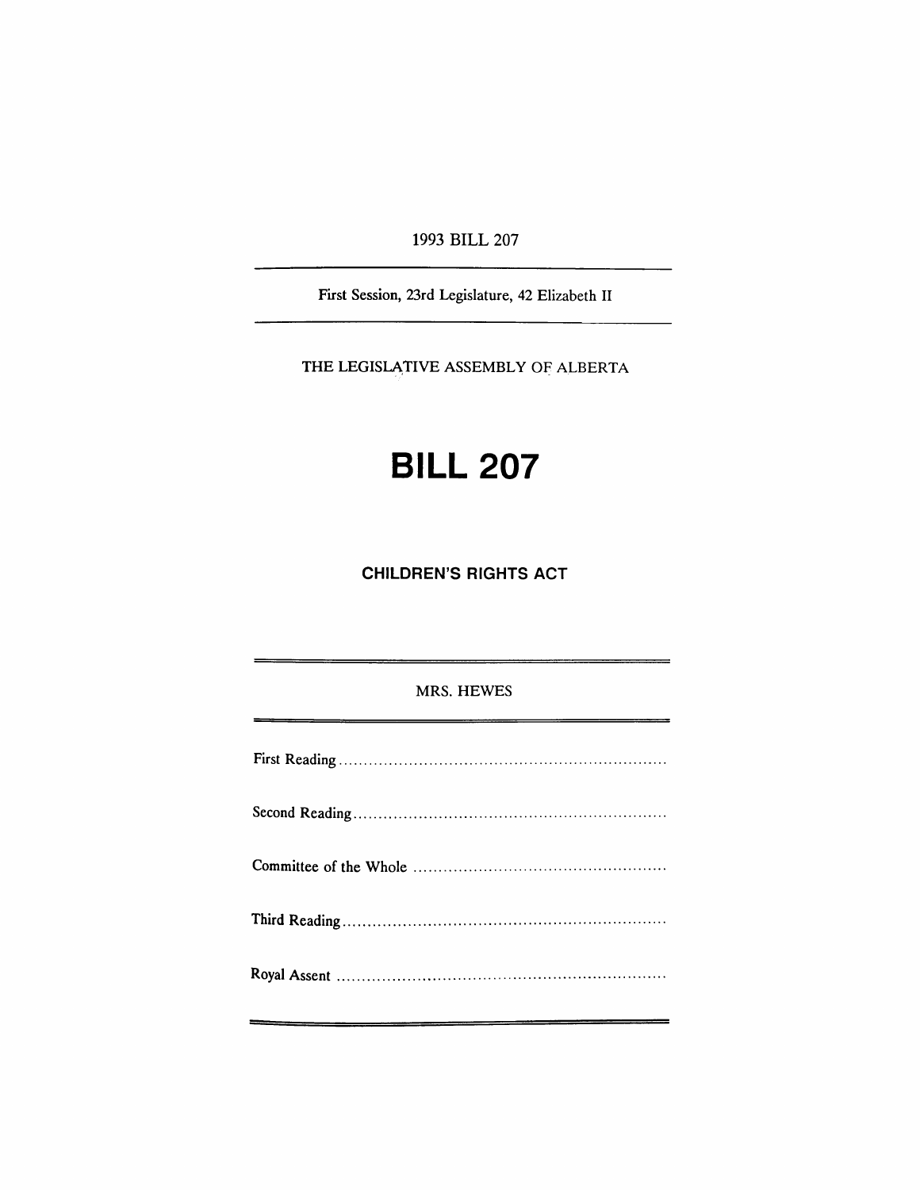1993 BILL 207

---

First Session, 23rd Legislature, 42 Elizabeth II

---

THE LEGISLATIVE ASSEMBLY OF ALBERTA

# BILL 207

## CHILDREN'S RIGHTS ACT

---

MRS. HEWES

---

First Reading ..................................................................

Second Reading ..............................................................

Committee of the Whole ..................................................

Third Reading ................................................................

Royal Assent .................................................................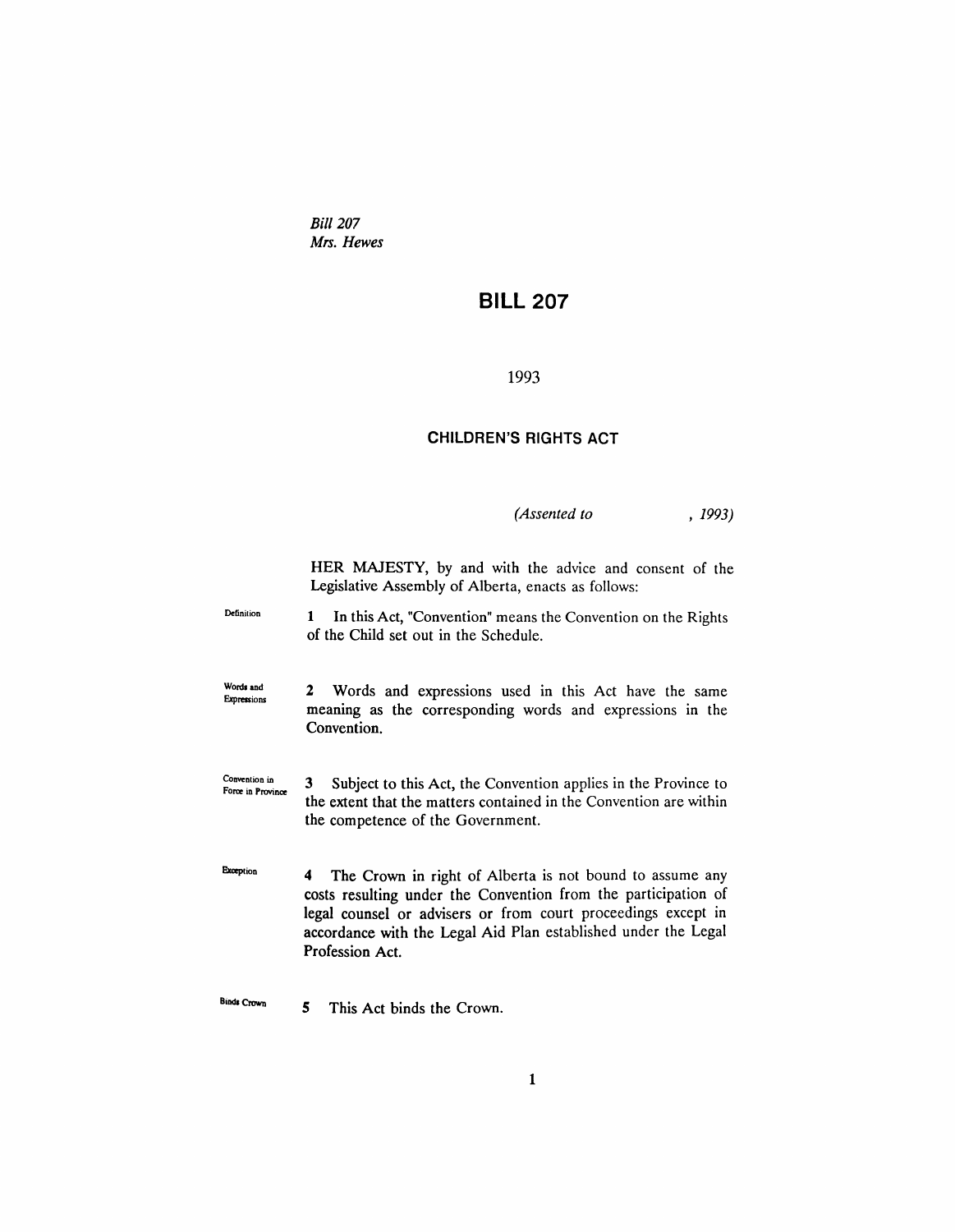*Bill 207*
*Mrs. Hewes*

# BILL 207

1993

## CHILDREN'S RIGHTS ACT

*(Assented to , 1993)*

HER MAJESTY, by and with the advice and consent of the Legislative Assembly of Alberta, enacts as follows:

Definition

**1** In this Act, "Convention" means the Convention on the Rights of the Child set out in the Schedule.

Words and Expressions

**2** Words and expressions used in this Act have the same meaning as the corresponding words and expressions in the Convention.

Convention in Force in Province

**3** Subject to this Act, the Convention applies in the Province to the extent that the matters contained in the Convention are within the competence of the Government.

Exception

**4** The Crown in right of Alberta is not bound to assume any costs resulting under the Convention from the participation of legal counsel or advisers or from court proceedings except in accordance with the Legal Aid Plan established under the Legal Profession Act.

Binds Crown

**5** This Act binds the Crown.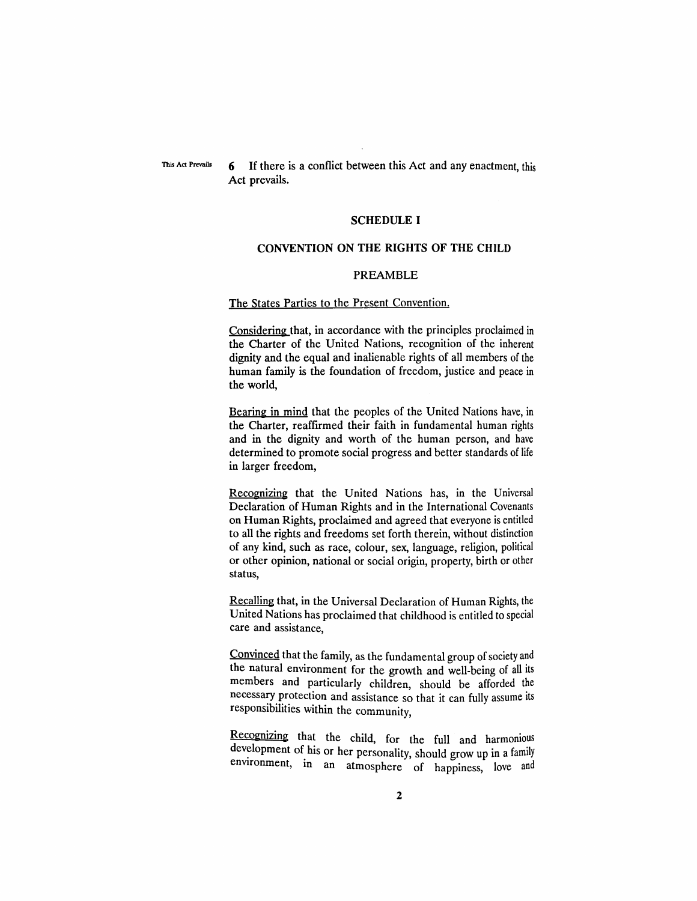This Act Prevails **6** If there is a conflict between this Act and any enactment, this Act prevails.

## SCHEDULE I

## CONVENTION ON THE RIGHTS OF THE CHILD

### PREAMBLE

The States Parties to the Present Convention.

Considering that, in accordance with the principles proclaimed in the Charter of the United Nations, recognition of the inherent dignity and the equal and inalienable rights of all members of the human family is the foundation of freedom, justice and peace in the world,

Bearing in mind that the peoples of the United Nations have, in the Charter, reaffirmed their faith in fundamental human rights and in the dignity and worth of the human person, and have determined to promote social progress and better standards of life in larger freedom,

Recognizing that the United Nations has, in the Universal Declaration of Human Rights and in the International Covenants on Human Rights, proclaimed and agreed that everyone is entitled to all the rights and freedoms set forth therein, without distinction of any kind, such as race, colour, sex, language, religion, political or other opinion, national or social origin, property, birth or other status,

Recalling that, in the Universal Declaration of Human Rights, the United Nations has proclaimed that childhood is entitled to special care and assistance,

Convinced that the family, as the fundamental group of society and the natural environment for the growth and well-being of all its members and particularly children, should be afforded the necessary protection and assistance so that it can fully assume its responsibilities within the community,

Recognizing that the child, for the full and harmonious development of his or her personality, should grow up in a family environment, in an atmosphere of happiness, love and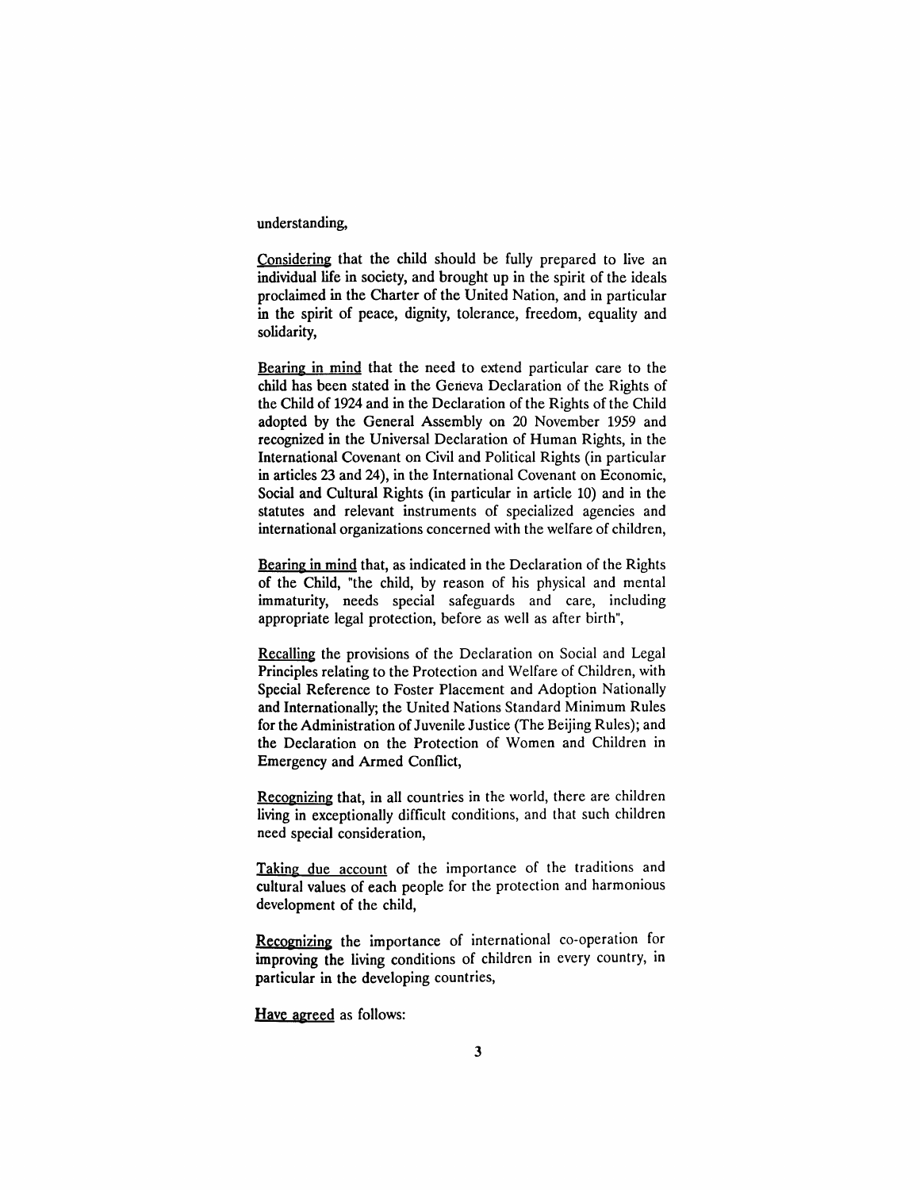understanding,

Considering that the child should be fully prepared to live an individual life in society, and brought up in the spirit of the ideals proclaimed in the Charter of the United Nation, and in particular in the spirit of peace, dignity, tolerance, freedom, equality and solidarity,

Bearing in mind that the need to extend particular care to the child has been stated in the Geneva Declaration of the Rights of the Child of 1924 and in the Declaration of the Rights of the Child adopted by the General Assembly on 20 November 1959 and recognized in the Universal Declaration of Human Rights, in the International Covenant on Civil and Political Rights (in particular in articles 23 and 24), in the International Covenant on Economic, Social and Cultural Rights (in particular in article 10) and in the statutes and relevant instruments of specialized agencies and international organizations concerned with the welfare of children,

Bearing in mind that, as indicated in the Declaration of the Rights of the Child, "the child, by reason of his physical and mental immaturity, needs special safeguards and care, including appropriate legal protection, before as well as after birth",

Recalling the provisions of the Declaration on Social and Legal Principles relating to the Protection and Welfare of Children, with Special Reference to Foster Placement and Adoption Nationally and Internationally; the United Nations Standard Minimum Rules for the Administration of Juvenile Justice (The Beijing Rules); and the Declaration on the Protection of Women and Children in Emergency and Armed Conflict,

Recognizing that, in all countries in the world, there are children living in exceptionally difficult conditions, and that such children need special consideration,

Taking due account of the importance of the traditions and cultural values of each people for the protection and harmonious development of the child,

Recognizing the importance of international co-operation for improving the living conditions of children in every country, in particular in the developing countries,

Have agreed as follows: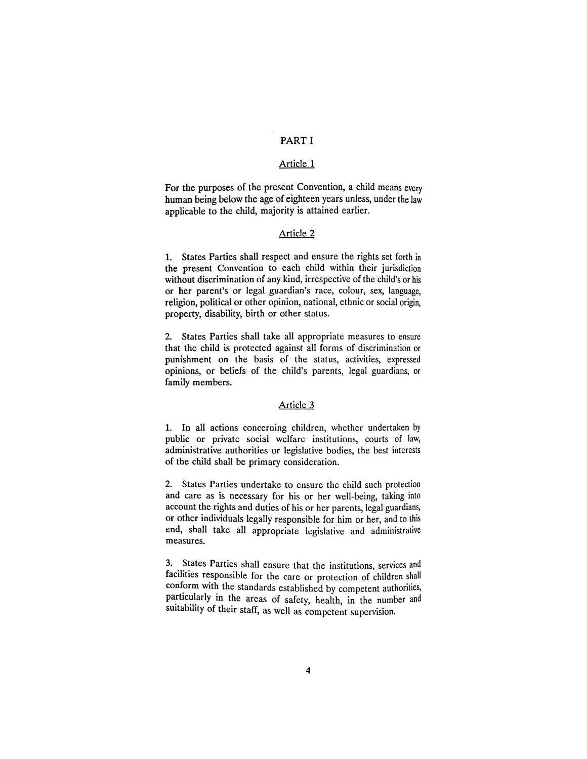## PART I

### Article 1

For the purposes of the present Convention, a child means every human being below the age of eighteen years unless, under the law applicable to the child, majority is attained earlier.

### Article 2

1. States Parties shall respect and ensure the rights set forth in the present Convention to each child within their jurisdiction without discrimination of any kind, irrespective of the child's or his or her parent's or legal guardian's race, colour, sex, language, religion, political or other opinion, national, ethnic or social origin, property, disability, birth or other status.

2. States Parties shall take all appropriate measures to ensure that the child is protected against all forms of discrimination or punishment on the basis of the status, activities, expressed opinions, or beliefs of the child's parents, legal guardians, or family members.

### Article 3

1. In all actions concerning children, whether undertaken by public or private social welfare institutions, courts of law, administrative authorities or legislative bodies, the best interests of the child shall be primary consideration.

2. States Parties undertake to ensure the child such protection and care as is necessary for his or her well-being, taking into account the rights and duties of his or her parents, legal guardians, or other individuals legally responsible for him or her, and to this end, shall take all appropriate legislative and administrative measures.

3. States Parties shall ensure that the institutions, services and facilities responsible for the care or protection of children shall conform with the standards established by competent authorities, particularly in the areas of safety, health, in the number and suitability of their staff, as well as competent supervision.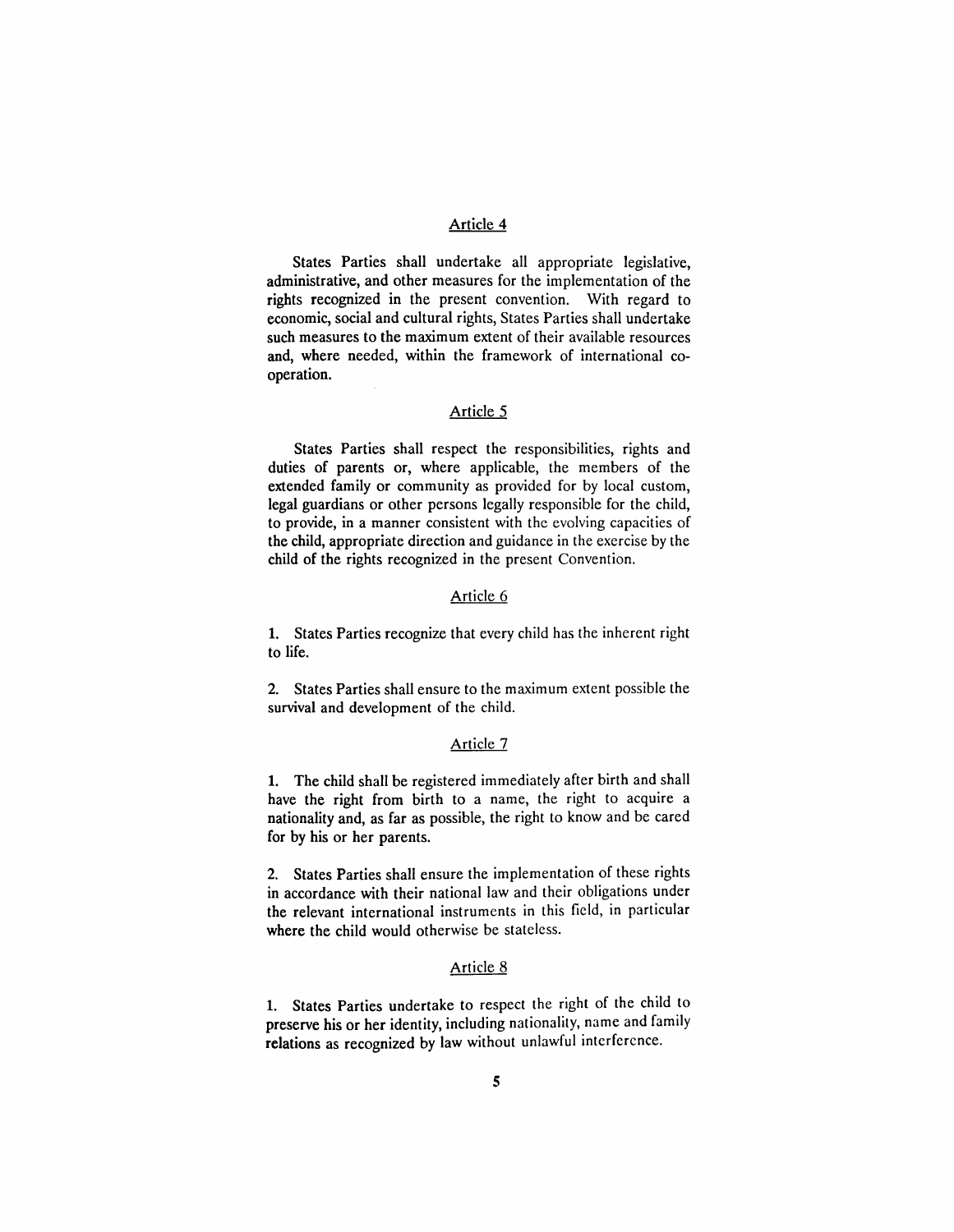## Article 4

States Parties shall undertake all appropriate legislative, administrative, and other measures for the implementation of the rights recognized in the present convention. With regard to economic, social and cultural rights, States Parties shall undertake such measures to the maximum extent of their available resources and, where needed, within the framework of international co-operation.

## Article 5

States Parties shall respect the responsibilities, rights and duties of parents or, where applicable, the members of the extended family or community as provided for by local custom, legal guardians or other persons legally responsible for the child, to provide, in a manner consistent with the evolving capacities of the child, appropriate direction and guidance in the exercise by the child of the rights recognized in the present Convention.

## Article 6

1. States Parties recognize that every child has the inherent right to life.

2. States Parties shall ensure to the maximum extent possible the survival and development of the child.

## Article 7

1. The child shall be registered immediately after birth and shall have the right from birth to a name, the right to acquire a nationality and, as far as possible, the right to know and be cared for by his or her parents.

2. States Parties shall ensure the implementation of these rights in accordance with their national law and their obligations under the relevant international instruments in this field, in particular where the child would otherwise be stateless.

## Article 8

1. States Parties undertake to respect the right of the child to preserve his or her identity, including nationality, name and family relations as recognized by law without unlawful interference.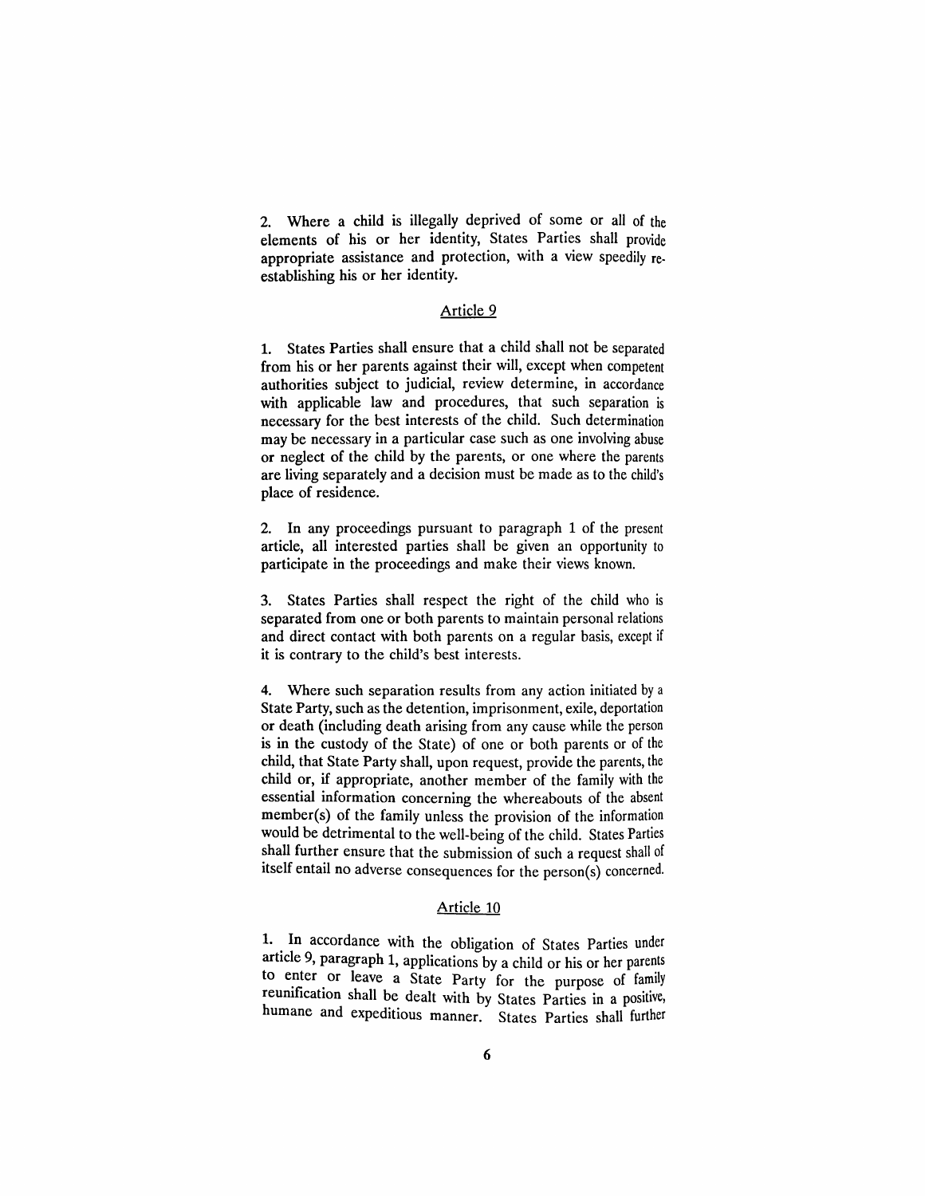2. Where a child is illegally deprived of some or all of the elements of his or her identity, States Parties shall provide appropriate assistance and protection, with a view speedily re-establishing his or her identity.

## Article 9

1. States Parties shall ensure that a child shall not be separated from his or her parents against their will, except when competent authorities subject to judicial, review determine, in accordance with applicable law and procedures, that such separation is necessary for the best interests of the child. Such determination may be necessary in a particular case such as one involving abuse or neglect of the child by the parents, or one where the parents are living separately and a decision must be made as to the child's place of residence.

2. In any proceedings pursuant to paragraph 1 of the present article, all interested parties shall be given an opportunity to participate in the proceedings and make their views known.

3. States Parties shall respect the right of the child who is separated from one or both parents to maintain personal relations and direct contact with both parents on a regular basis, except if it is contrary to the child's best interests.

4. Where such separation results from any action initiated by a State Party, such as the detention, imprisonment, exile, deportation or death (including death arising from any cause while the person is in the custody of the State) of one or both parents or of the child, that State Party shall, upon request, provide the parents, the child or, if appropriate, another member of the family with the essential information concerning the whereabouts of the absent member(s) of the family unless the provision of the information would be detrimental to the well-being of the child. States Parties shall further ensure that the submission of such a request shall of itself entail no adverse consequences for the person(s) concerned.

## Article 10

1. In accordance with the obligation of States Parties under article 9, paragraph 1, applications by a child or his or her parents to enter or leave a State Party for the purpose of family reunification shall be dealt with by States Parties in a positive, humane and expeditious manner. States Parties shall further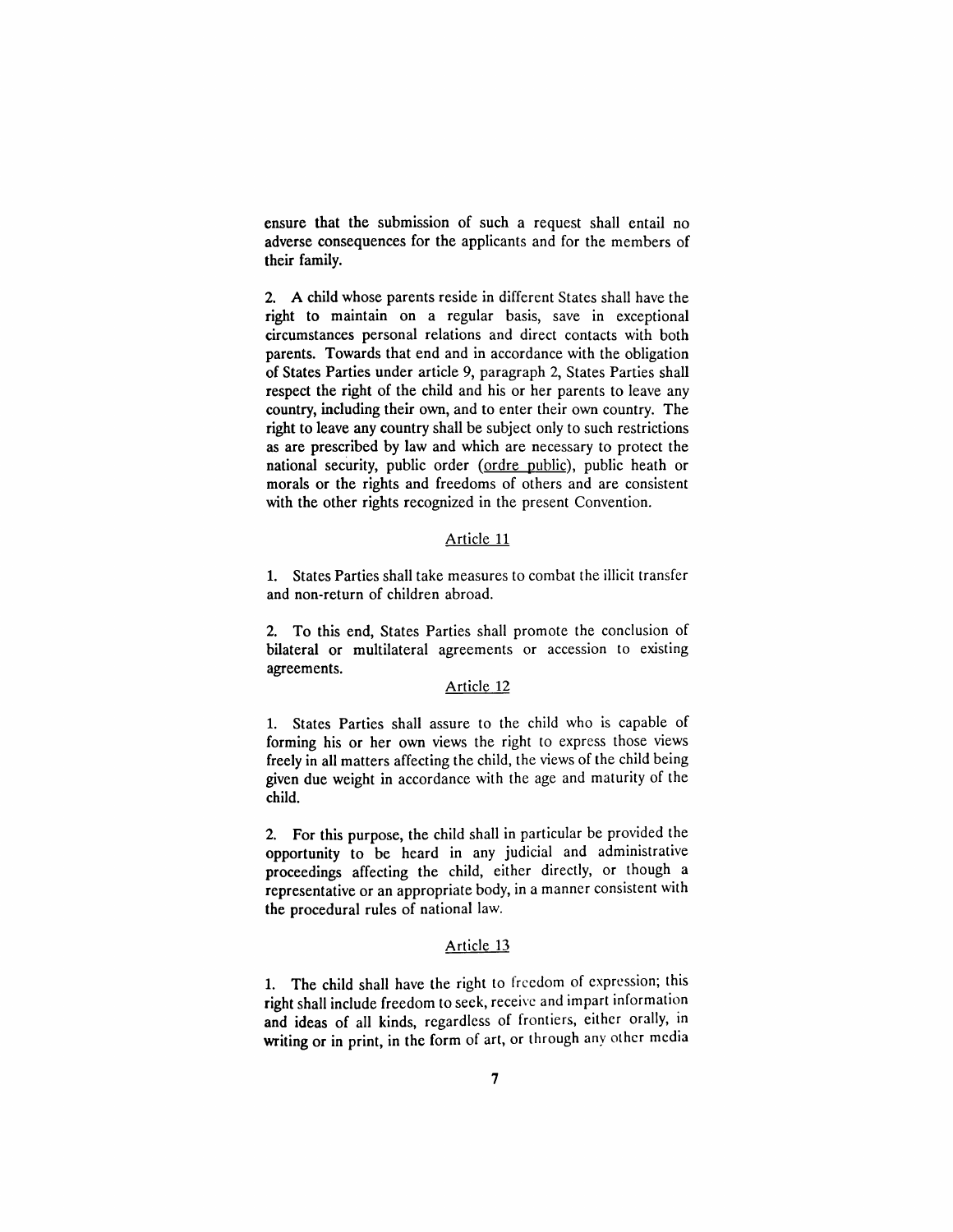ensure that the submission of such a request shall entail no adverse consequences for the applicants and for the members of their family.

2. A child whose parents reside in different States shall have the right to maintain on a regular basis, save in exceptional circumstances personal relations and direct contacts with both parents. Towards that end and in accordance with the obligation of States Parties under article 9, paragraph 2, States Parties shall respect the right of the child and his or her parents to leave any country, including their own, and to enter their own country. The right to leave any country shall be subject only to such restrictions as are prescribed by law and which are necessary to protect the national security, public order (ordre public), public heath or morals or the rights and freedoms of others and are consistent with the other rights recognized in the present Convention.

## Article 11

1. States Parties shall take measures to combat the illicit transfer and non-return of children abroad.

2. To this end, States Parties shall promote the conclusion of bilateral or multilateral agreements or accession to existing agreements.

## Article 12

1. States Parties shall assure to the child who is capable of forming his or her own views the right to express those views freely in all matters affecting the child, the views of the child being given due weight in accordance with the age and maturity of the child.

2. For this purpose, the child shall in particular be provided the opportunity to be heard in any judicial and administrative proceedings affecting the child, either directly, or though a representative or an appropriate body, in a manner consistent with the procedural rules of national law.

## Article 13

1. The child shall have the right to freedom of expression; this right shall include freedom to seek, receive and impart information and ideas of all kinds, regardless of frontiers, either orally, in writing or in print, in the form of art, or through any other media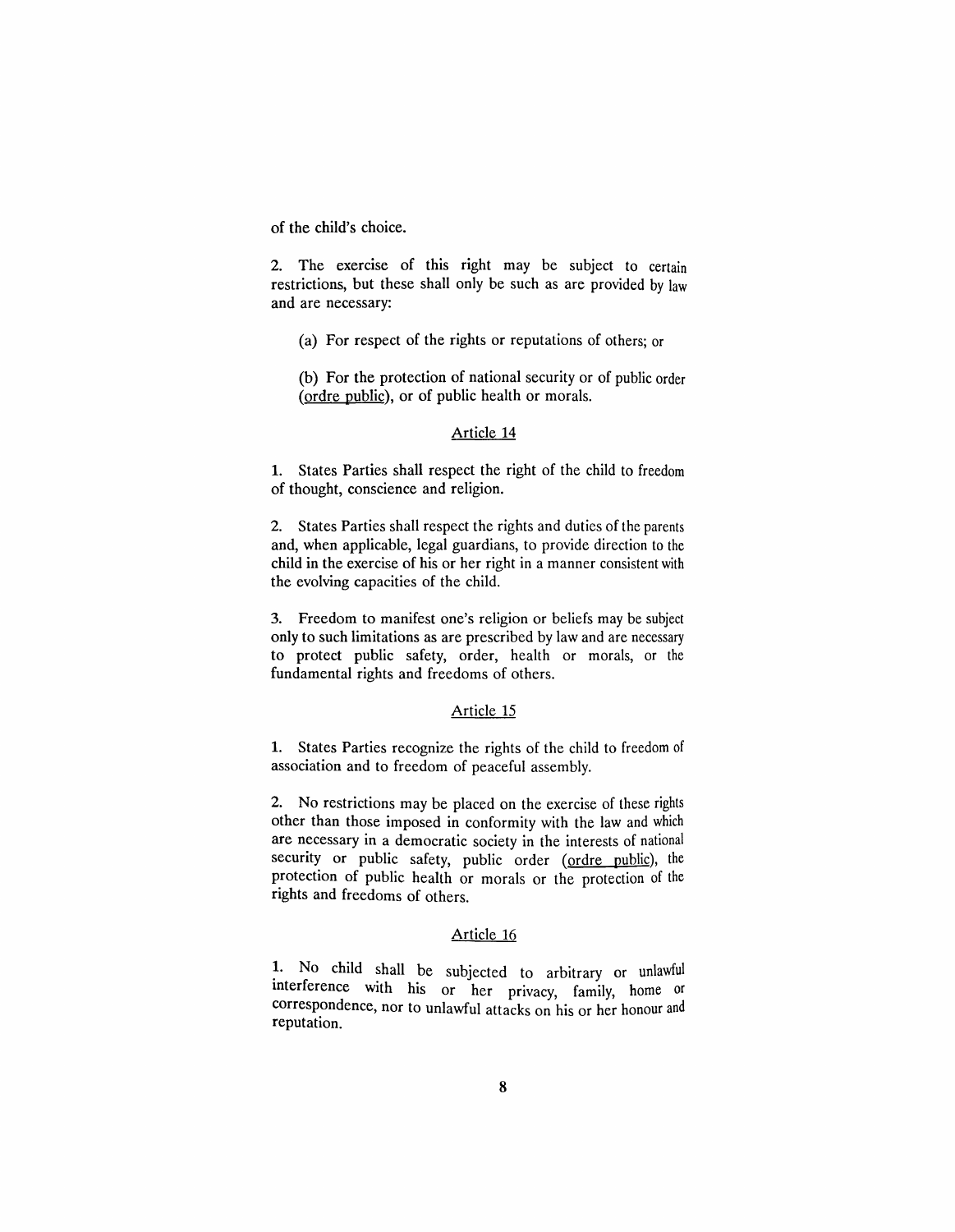of the child's choice.

2. The exercise of this right may be subject to certain restrictions, but these shall only be such as are provided by law and are necessary:

(a) For respect of the rights or reputations of others; or

(b) For the protection of national security or of public order (ordre public), or of public health or morals.

## Article 14

1. States Parties shall respect the right of the child to freedom of thought, conscience and religion.

2. States Parties shall respect the rights and duties of the parents and, when applicable, legal guardians, to provide direction to the child in the exercise of his or her right in a manner consistent with the evolving capacities of the child.

3. Freedom to manifest one's religion or beliefs may be subject only to such limitations as are prescribed by law and are necessary to protect public safety, order, health or morals, or the fundamental rights and freedoms of others.

## Article 15

1. States Parties recognize the rights of the child to freedom of association and to freedom of peaceful assembly.

2. No restrictions may be placed on the exercise of these rights other than those imposed in conformity with the law and which are necessary in a democratic society in the interests of national security or public safety, public order (ordre public), the protection of public health or morals or the protection of the rights and freedoms of others.

## Article 16

1. No child shall be subjected to arbitrary or unlawful interference with his or her privacy, family, home or correspondence, nor to unlawful attacks on his or her honour and reputation.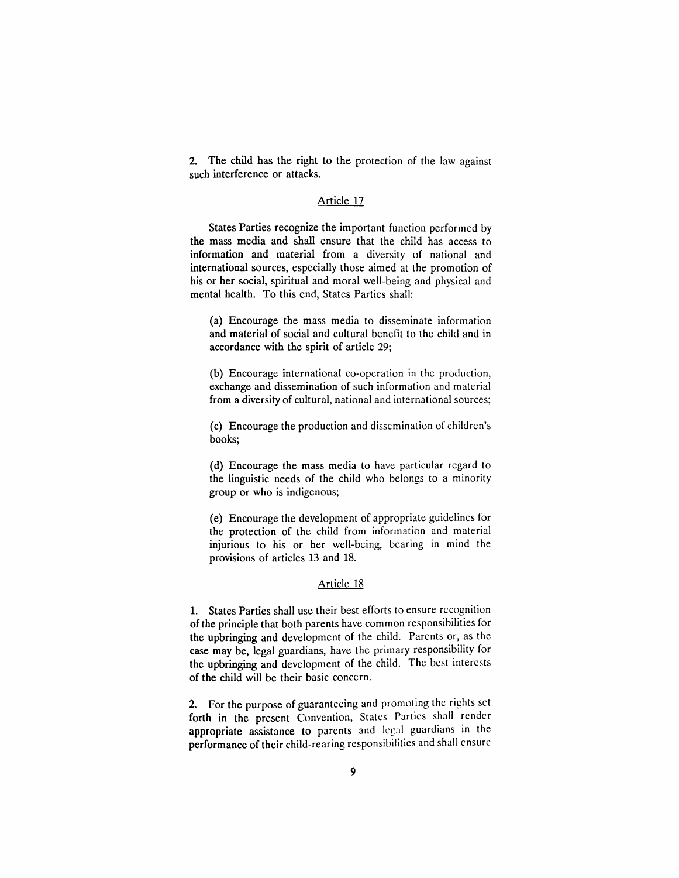2. The child has the right to the protection of the law against such interference or attacks.

## Article 17

States Parties recognize the important function performed by the mass media and shall ensure that the child has access to information and material from a diversity of national and international sources, especially those aimed at the promotion of his or her social, spiritual and moral well-being and physical and mental health. To this end, States Parties shall:

(a) Encourage the mass media to disseminate information and material of social and cultural benefit to the child and in accordance with the spirit of article 29;

(b) Encourage international co-operation in the production, exchange and dissemination of such information and material from a diversity of cultural, national and international sources;

(c) Encourage the production and dissemination of children's books;

(d) Encourage the mass media to have particular regard to the linguistic needs of the child who belongs to a minority group or who is indigenous;

(e) Encourage the development of appropriate guidelines for the protection of the child from information and material injurious to his or her well-being, bearing in mind the provisions of articles 13 and 18.

## Article 18

1. States Parties shall use their best efforts to ensure recognition of the principle that both parents have common responsibilities for the upbringing and development of the child. Parents or, as the case may be, legal guardians, have the primary responsibility for the upbringing and development of the child. The best interests of the child will be their basic concern.

2. For the purpose of guaranteeing and promoting the rights set forth in the present Convention, States Parties shall render appropriate assistance to parents and legal guardians in the performance of their child-rearing responsibilities and shall ensure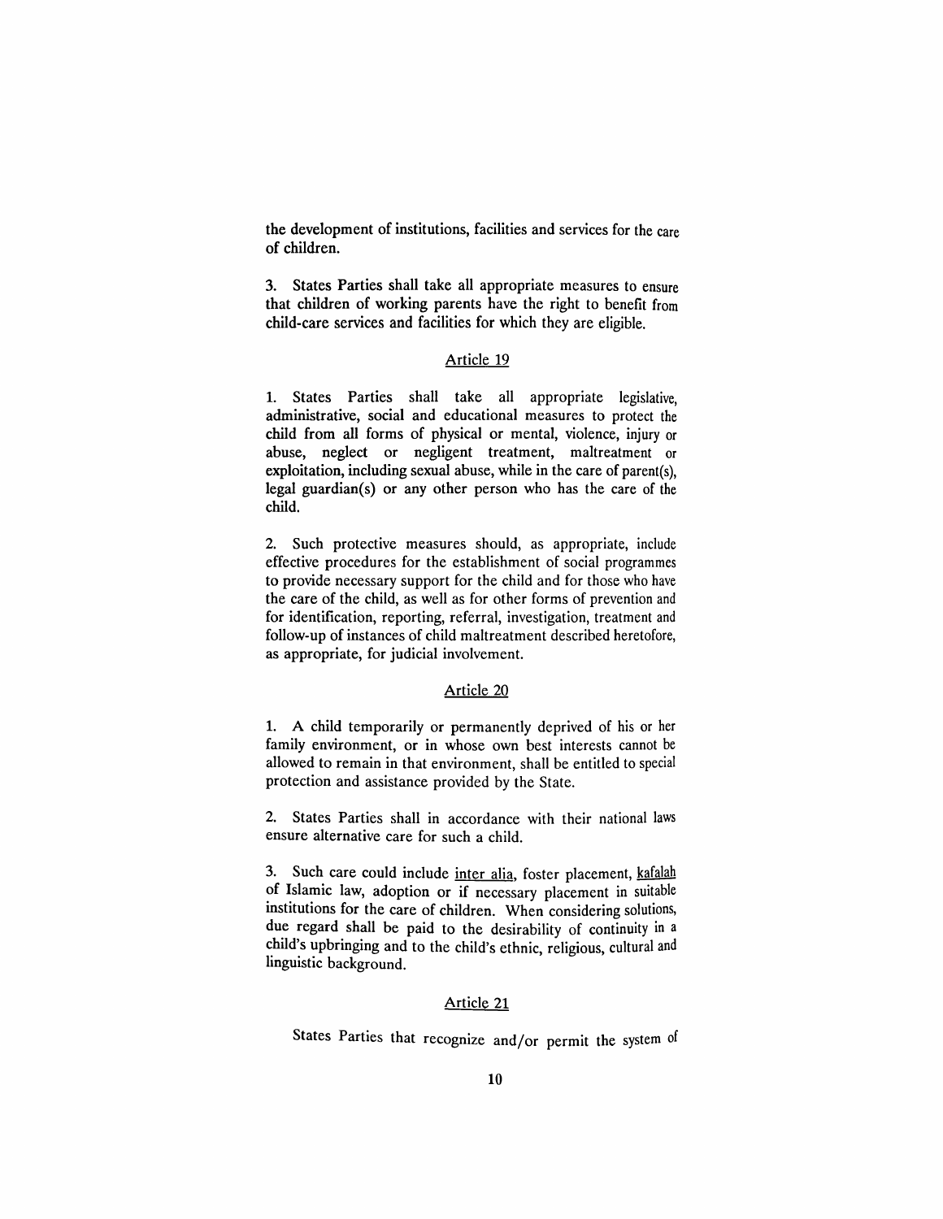the development of institutions, facilities and services for the care of children.

3. States Parties shall take all appropriate measures to ensure that children of working parents have the right to benefit from child-care services and facilities for which they are eligible.

## Article 19

1. States Parties shall take all appropriate legislative, administrative, social and educational measures to protect the child from all forms of physical or mental, violence, injury or abuse, neglect or negligent treatment, maltreatment or exploitation, including sexual abuse, while in the care of parent(s), legal guardian(s) or any other person who has the care of the child.

2. Such protective measures should, as appropriate, include effective procedures for the establishment of social programmes to provide necessary support for the child and for those who have the care of the child, as well as for other forms of prevention and for identification, reporting, referral, investigation, treatment and follow-up of instances of child maltreatment described heretofore, as appropriate, for judicial involvement.

## Article 20

1. A child temporarily or permanently deprived of his or her family environment, or in whose own best interests cannot be allowed to remain in that environment, shall be entitled to special protection and assistance provided by the State.

2. States Parties shall in accordance with their national laws ensure alternative care for such a child.

3. Such care could include inter alia, foster placement, kafalah of Islamic law, adoption or if necessary placement in suitable institutions for the care of children. When considering solutions, due regard shall be paid to the desirability of continuity in a child's upbringing and to the child's ethnic, religious, cultural and linguistic background.

## Article 21

States Parties that recognize and/or permit the system of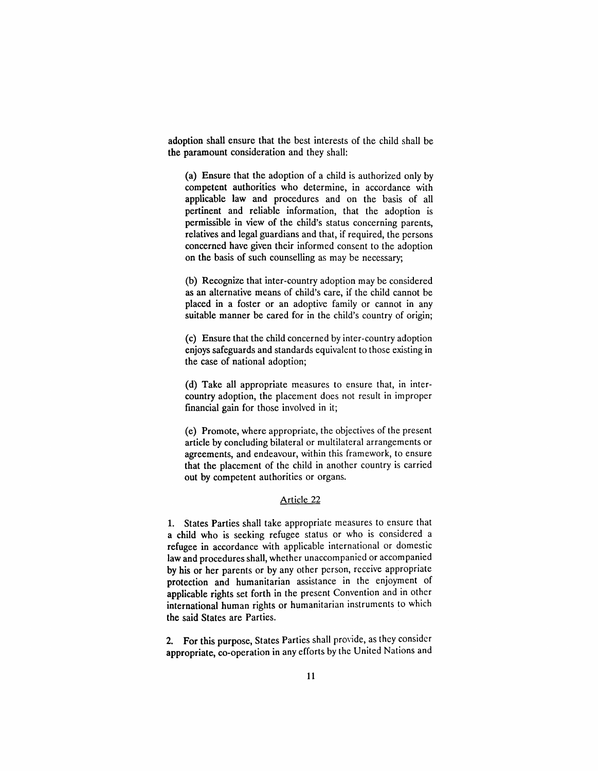adoption shall ensure that the best interests of the child shall be the paramount consideration and they shall:

(a) Ensure that the adoption of a child is authorized only by competent authorities who determine, in accordance with applicable law and procedures and on the basis of all pertinent and reliable information, that the adoption is permissible in view of the child's status concerning parents, relatives and legal guardians and that, if required, the persons concerned have given their informed consent to the adoption on the basis of such counselling as may be necessary;

(b) Recognize that inter-country adoption may be considered as an alternative means of child's care, if the child cannot be placed in a foster or an adoptive family or cannot in any suitable manner be cared for in the child's country of origin;

(c) Ensure that the child concerned by inter-country adoption enjoys safeguards and standards equivalent to those existing in the case of national adoption;

(d) Take all appropriate measures to ensure that, in inter-country adoption, the placement does not result in improper financial gain for those involved in it;

(e) Promote, where appropriate, the objectives of the present article by concluding bilateral or multilateral arrangements or agreements, and endeavour, within this framework, to ensure that the placement of the child in another country is carried out by competent authorities or organs.

## Article 22

1. States Parties shall take appropriate measures to ensure that a child who is seeking refugee status or who is considered a refugee in accordance with applicable international or domestic law and procedures shall, whether unaccompanied or accompanied by his or her parents or by any other person, receive appropriate protection and humanitarian assistance in the enjoyment of applicable rights set forth in the present Convention and in other international human rights or humanitarian instruments to which the said States are Parties.

2. For this purpose, States Parties shall provide, as they consider appropriate, co-operation in any efforts by the United Nations and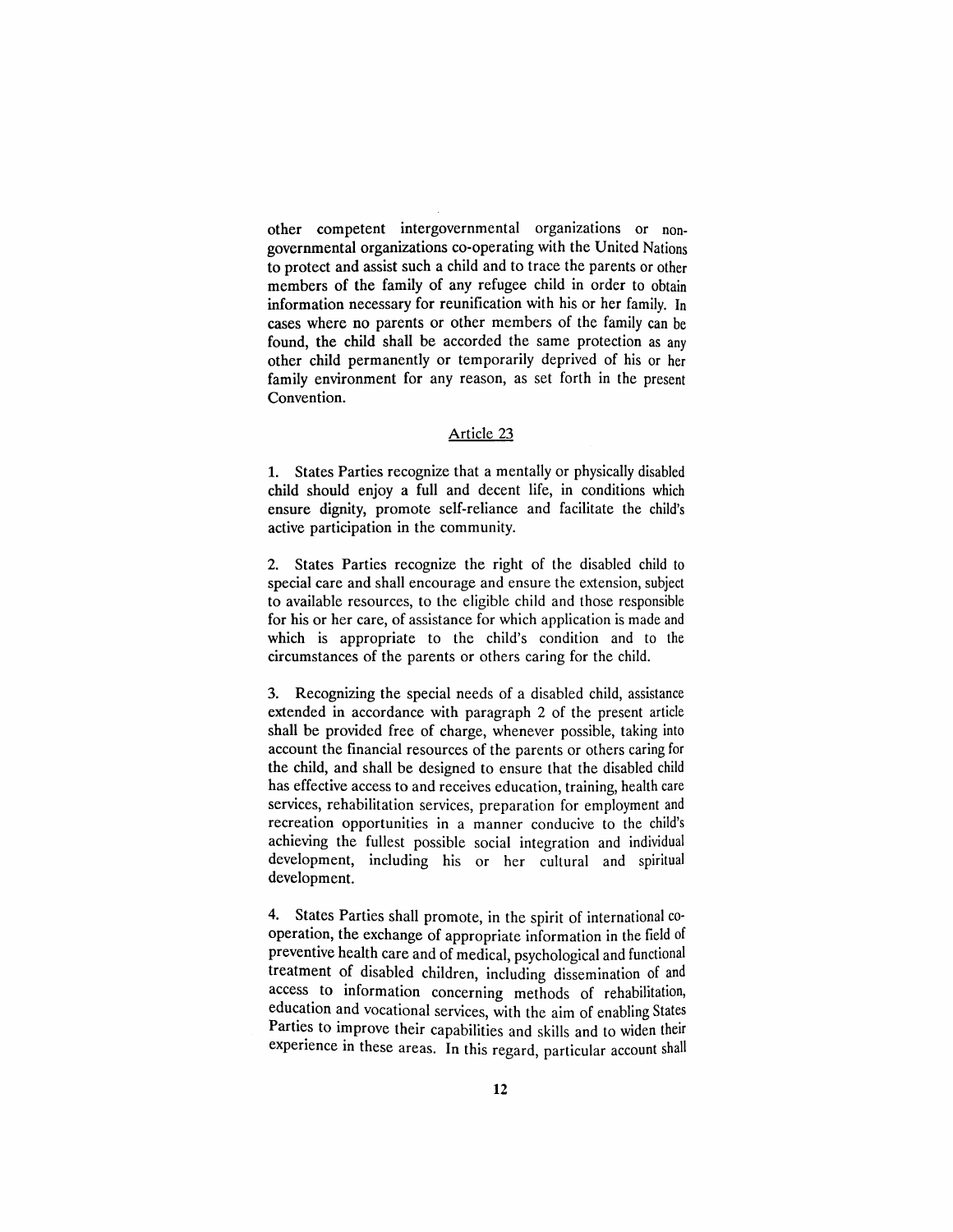other competent intergovernmental organizations or non-governmental organizations co-operating with the United Nations to protect and assist such a child and to trace the parents or other members of the family of any refugee child in order to obtain information necessary for reunification with his or her family. In cases where no parents or other members of the family can be found, the child shall be accorded the same protection as any other child permanently or temporarily deprived of his or her family environment for any reason, as set forth in the present Convention.

## Article 23

1. States Parties recognize that a mentally or physically disabled child should enjoy a full and decent life, in conditions which ensure dignity, promote self-reliance and facilitate the child's active participation in the community.

2. States Parties recognize the right of the disabled child to special care and shall encourage and ensure the extension, subject to available resources, to the eligible child and those responsible for his or her care, of assistance for which application is made and which is appropriate to the child's condition and to the circumstances of the parents or others caring for the child.

3. Recognizing the special needs of a disabled child, assistance extended in accordance with paragraph 2 of the present article shall be provided free of charge, whenever possible, taking into account the financial resources of the parents or others caring for the child, and shall be designed to ensure that the disabled child has effective access to and receives education, training, health care services, rehabilitation services, preparation for employment and recreation opportunities in a manner conducive to the child's achieving the fullest possible social integration and individual development, including his or her cultural and spiritual development.

4. States Parties shall promote, in the spirit of international co-operation, the exchange of appropriate information in the field of preventive health care and of medical, psychological and functional treatment of disabled children, including dissemination of and access to information concerning methods of rehabilitation, education and vocational services, with the aim of enabling States Parties to improve their capabilities and skills and to widen their experience in these areas. In this regard, particular account shall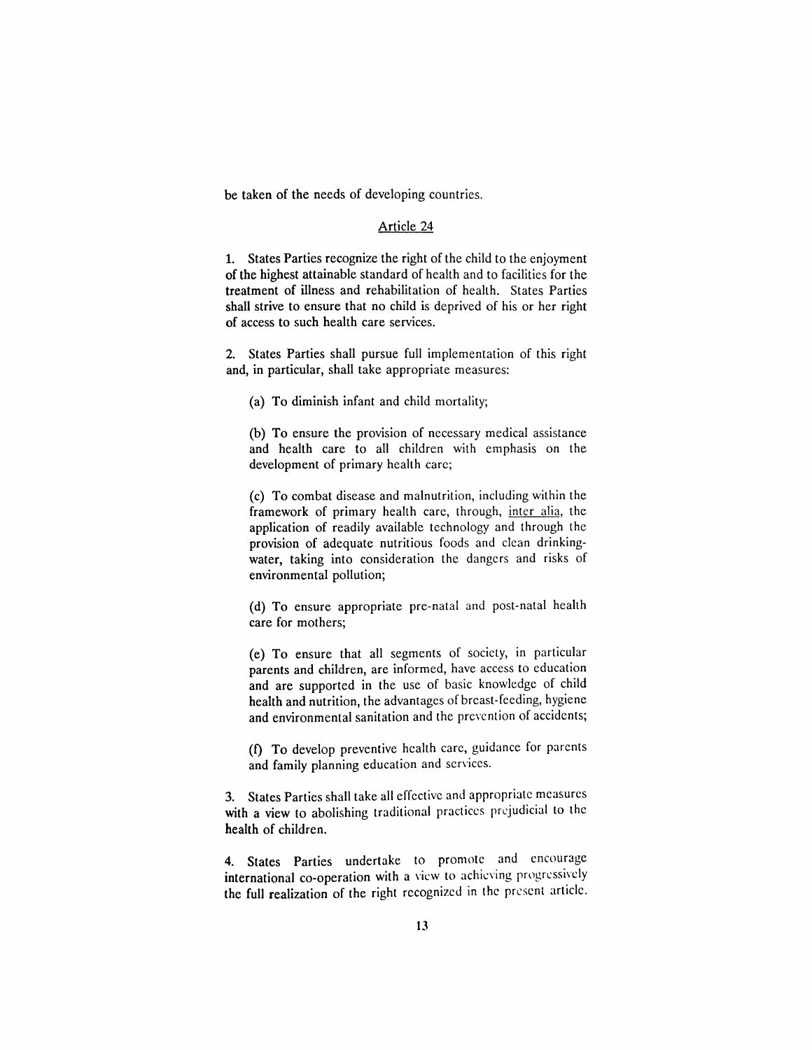be taken of the needs of developing countries.

## Article 24

1. States Parties recognize the right of the child to the enjoyment of the highest attainable standard of health and to facilities for the treatment of illness and rehabilitation of health. States Parties shall strive to ensure that no child is deprived of his or her right of access to such health care services.

2. States Parties shall pursue full implementation of this right and, in particular, shall take appropriate measures:

(a) To diminish infant and child mortality;

(b) To ensure the provision of necessary medical assistance and health care to all children with emphasis on the development of primary health care;

(c) To combat disease and malnutrition, including within the framework of primary health care, through, inter alia, the application of readily available technology and through the provision of adequate nutritious foods and clean drinking-water, taking into consideration the dangers and risks of environmental pollution;

(d) To ensure appropriate pre-natal and post-natal health care for mothers;

(e) To ensure that all segments of society, in particular parents and children, are informed, have access to education and are supported in the use of basic knowledge of child health and nutrition, the advantages of breast-feeding, hygiene and environmental sanitation and the prevention of accidents;

(f) To develop preventive health care, guidance for parents and family planning education and services.

3. States Parties shall take all effective and appropriate measures with a view to abolishing traditional practices prejudicial to the health of children.

4. States Parties undertake to promote and encourage international co-operation with a view to achieving progressively the full realization of the right recognized in the present article.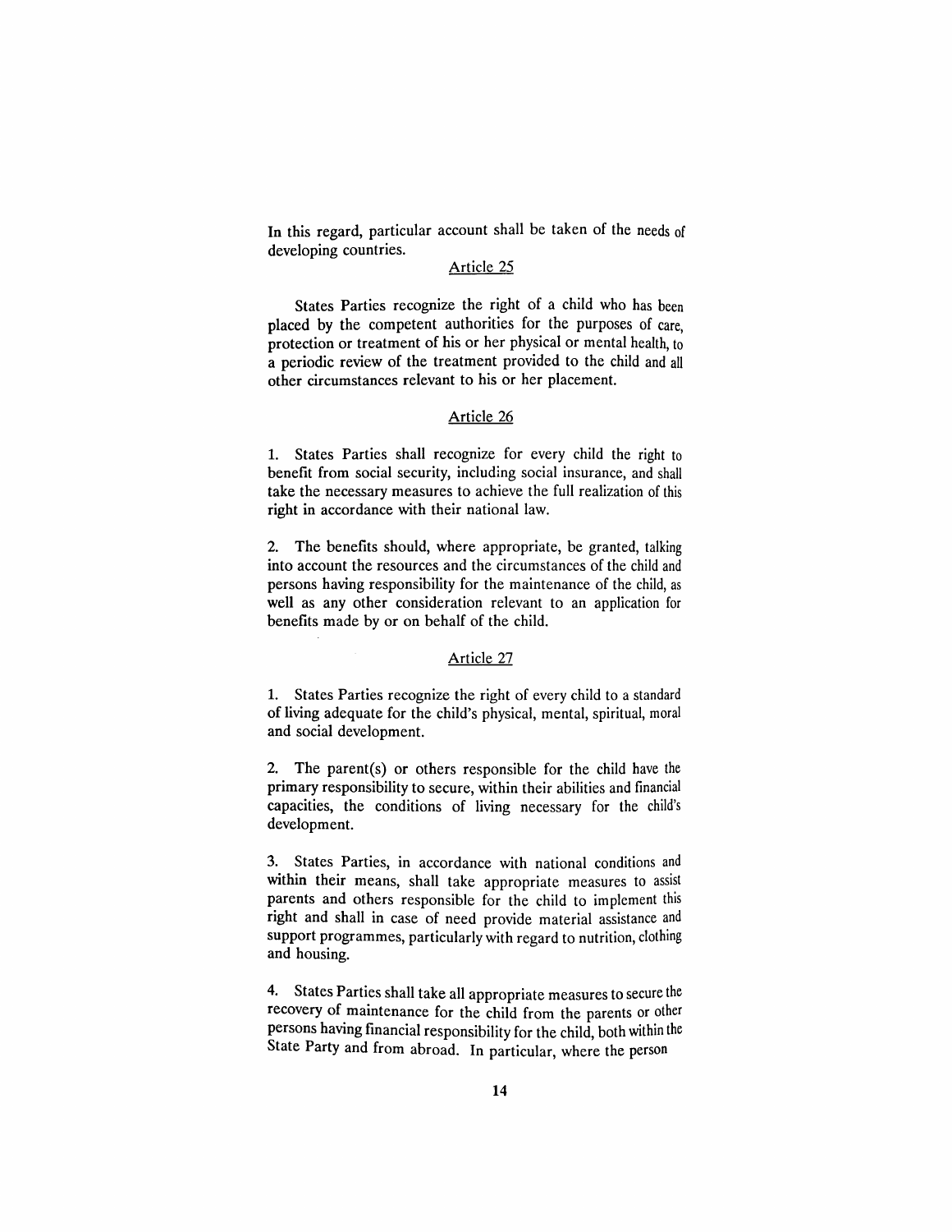In this regard, particular account shall be taken of the needs of developing countries.

### Article 25

States Parties recognize the right of a child who has been placed by the competent authorities for the purposes of care, protection or treatment of his or her physical or mental health, to a periodic review of the treatment provided to the child and all other circumstances relevant to his or her placement.

### Article 26

1. States Parties shall recognize for every child the right to benefit from social security, including social insurance, and shall take the necessary measures to achieve the full realization of this right in accordance with their national law.

2. The benefits should, where appropriate, be granted, talking into account the resources and the circumstances of the child and persons having responsibility for the maintenance of the child, as well as any other consideration relevant to an application for benefits made by or on behalf of the child.

### Article 27

1. States Parties recognize the right of every child to a standard of living adequate for the child's physical, mental, spiritual, moral and social development.

2. The parent(s) or others responsible for the child have the primary responsibility to secure, within their abilities and financial capacities, the conditions of living necessary for the child's development.

3. States Parties, in accordance with national conditions and within their means, shall take appropriate measures to assist parents and others responsible for the child to implement this right and shall in case of need provide material assistance and support programmes, particularly with regard to nutrition, clothing and housing.

4. States Parties shall take all appropriate measures to secure the recovery of maintenance for the child from the parents or other persons having financial responsibility for the child, both within the State Party and from abroad. In particular, where the person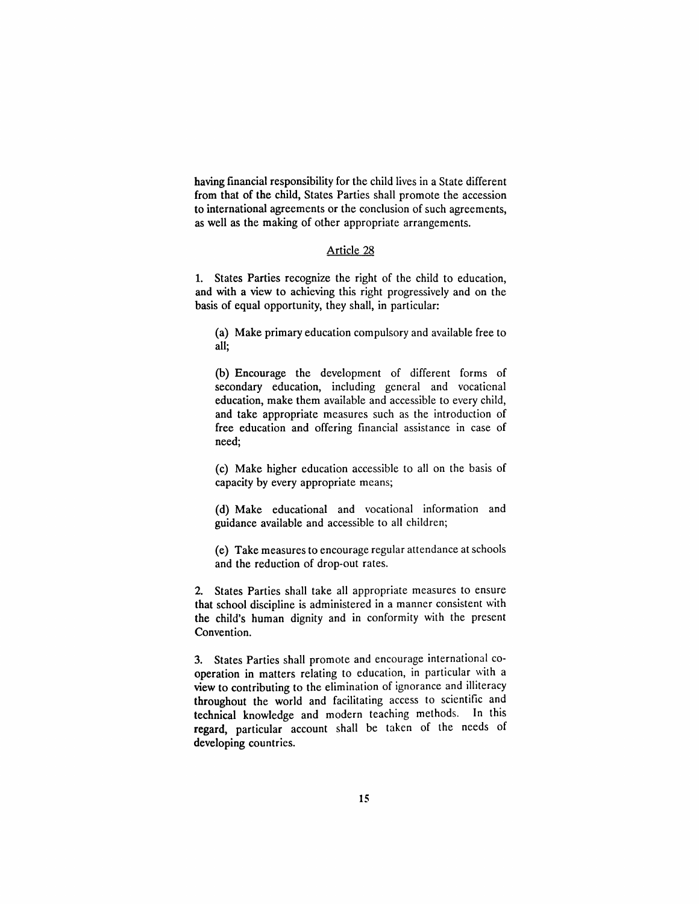having financial responsibility for the child lives in a State different from that of the child, States Parties shall promote the accession to international agreements or the conclusion of such agreements, as well as the making of other appropriate arrangements.

## Article 28

1. States Parties recognize the right of the child to education, and with a view to achieving this right progressively and on the basis of equal opportunity, they shall, in particular:

   (a) Make primary education compulsory and available free to all;

   (b) Encourage the development of different forms of secondary education, including general and vocational education, make them available and accessible to every child, and take appropriate measures such as the introduction of free education and offering financial assistance in case of need;

   (c) Make higher education accessible to all on the basis of capacity by every appropriate means;

   (d) Make educational and vocational information and guidance available and accessible to all children;

   (e) Take measures to encourage regular attendance at schools and the reduction of drop-out rates.

2. States Parties shall take all appropriate measures to ensure that school discipline is administered in a manner consistent with the child's human dignity and in conformity with the present Convention.

3. States Parties shall promote and encourage international co-operation in matters relating to education, in particular with a view to contributing to the elimination of ignorance and illiteracy throughout the world and facilitating access to scientific and technical knowledge and modern teaching methods. In this regard, particular account shall be taken of the needs of developing countries.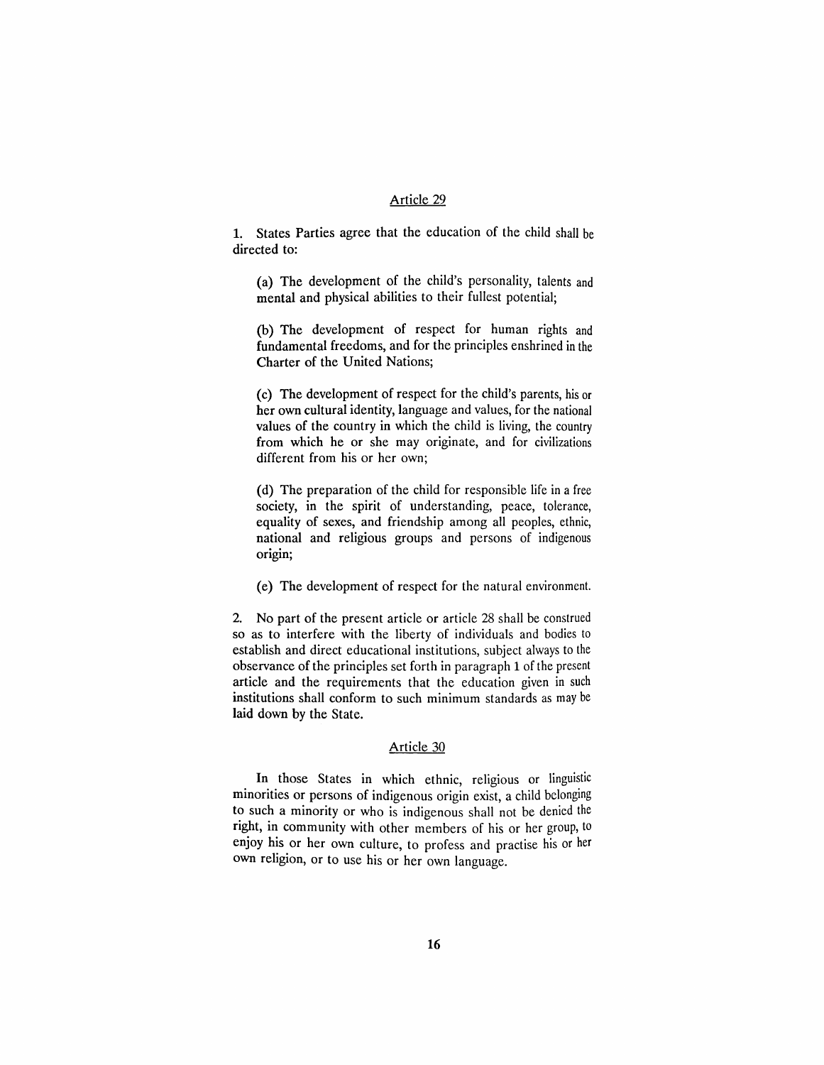## Article 29

1. States Parties agree that the education of the child shall be directed to:

(a) The development of the child's personality, talents and mental and physical abilities to their fullest potential;

(b) The development of respect for human rights and fundamental freedoms, and for the principles enshrined in the Charter of the United Nations;

(c) The development of respect for the child's parents, his or her own cultural identity, language and values, for the national values of the country in which the child is living, the country from which he or she may originate, and for civilizations different from his or her own;

(d) The preparation of the child for responsible life in a free society, in the spirit of understanding, peace, tolerance, equality of sexes, and friendship among all peoples, ethnic, national and religious groups and persons of indigenous origin;

(e) The development of respect for the natural environment.

2. No part of the present article or article 28 shall be construed so as to interfere with the liberty of individuals and bodies to establish and direct educational institutions, subject always to the observance of the principles set forth in paragraph 1 of the present article and the requirements that the education given in such institutions shall conform to such minimum standards as may be laid down by the State.

## Article 30

In those States in which ethnic, religious or linguistic minorities or persons of indigenous origin exist, a child belonging to such a minority or who is indigenous shall not be denied the right, in community with other members of his or her group, to enjoy his or her own culture, to profess and practise his or her own religion, or to use his or her own language.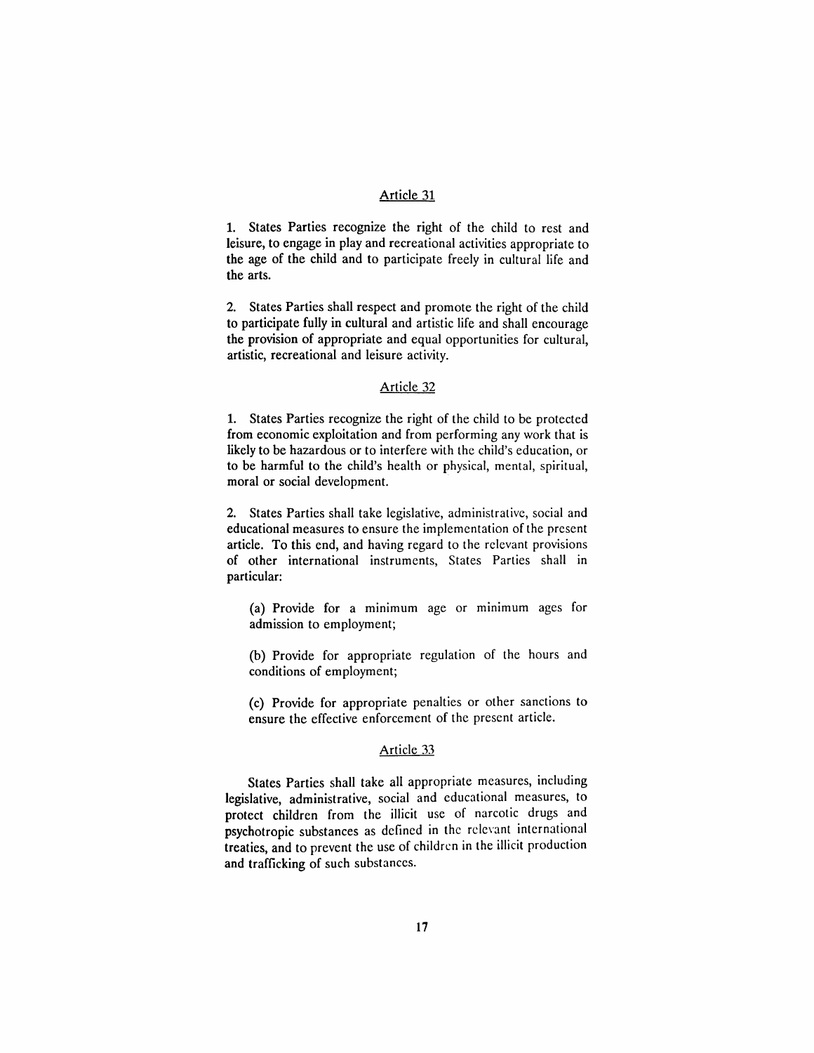## Article 31

1. States Parties recognize the right of the child to rest and leisure, to engage in play and recreational activities appropriate to the age of the child and to participate freely in cultural life and the arts.

2. States Parties shall respect and promote the right of the child to participate fully in cultural and artistic life and shall encourage the provision of appropriate and equal opportunities for cultural, artistic, recreational and leisure activity.

## Article 32

1. States Parties recognize the right of the child to be protected from economic exploitation and from performing any work that is likely to be hazardous or to interfere with the child's education, or to be harmful to the child's health or physical, mental, spiritual, moral or social development.

2. States Parties shall take legislative, administrative, social and educational measures to ensure the implementation of the present article. To this end, and having regard to the relevant provisions of other international instruments, States Parties shall in particular:

(a) Provide for a minimum age or minimum ages for admission to employment;

(b) Provide for appropriate regulation of the hours and conditions of employment;

(c) Provide for appropriate penalties or other sanctions to ensure the effective enforcement of the present article.

## Article 33

States Parties shall take all appropriate measures, including legislative, administrative, social and educational measures, to protect children from the illicit use of narcotic drugs and psychotropic substances as defined in the relevant international treaties, and to prevent the use of children in the illicit production and trafficking of such substances.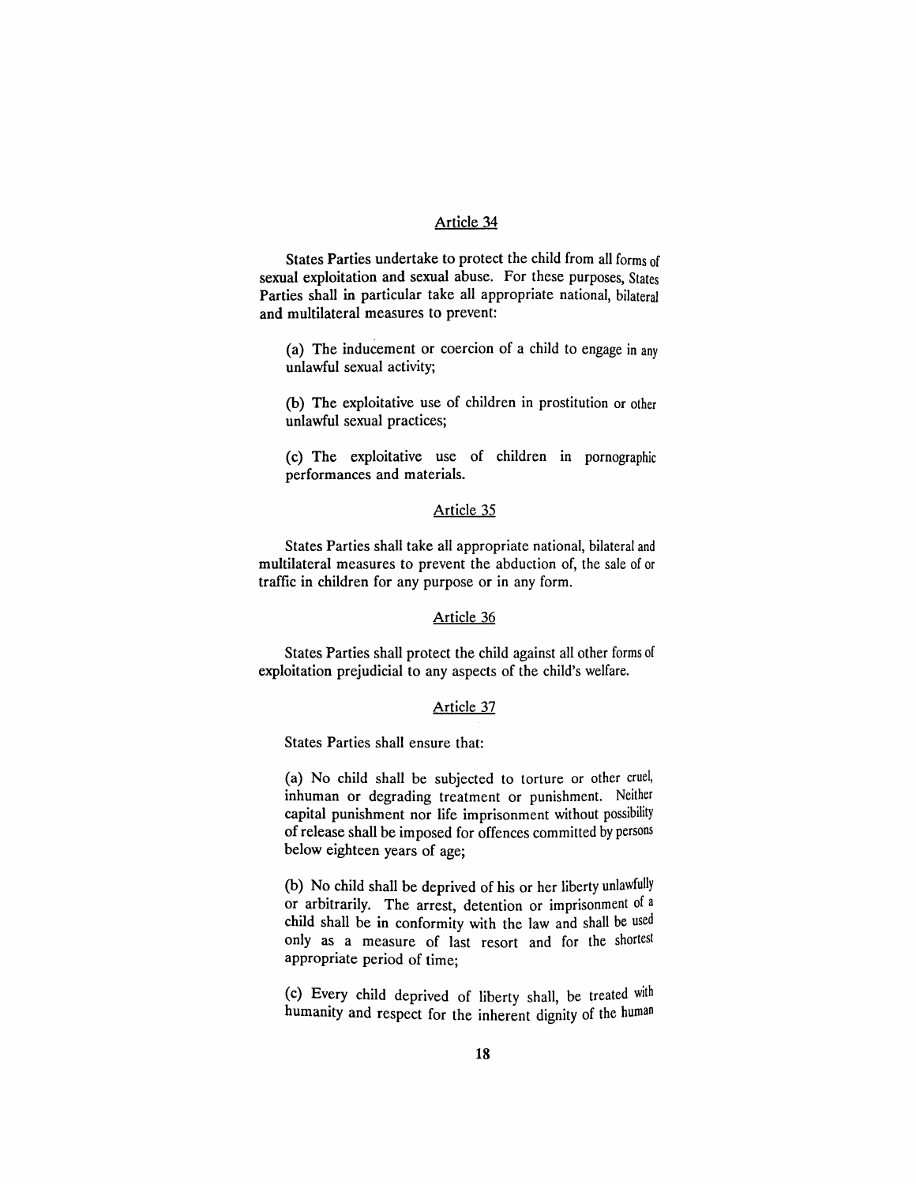## Article 34

States Parties undertake to protect the child from all forms of sexual exploitation and sexual abuse. For these purposes, States Parties shall in particular take all appropriate national, bilateral and multilateral measures to prevent:

(a) The inducement or coercion of a child to engage in any unlawful sexual activity;

(b) The exploitative use of children in prostitution or other unlawful sexual practices;

(c) The exploitative use of children in pornographic performances and materials.

## Article 35

States Parties shall take all appropriate national, bilateral and multilateral measures to prevent the abduction of, the sale of or traffic in children for any purpose or in any form.

## Article 36

States Parties shall protect the child against all other forms of exploitation prejudicial to any aspects of the child's welfare.

## Article 37

States Parties shall ensure that:

(a) No child shall be subjected to torture or other cruel, inhuman or degrading treatment or punishment. Neither capital punishment nor life imprisonment without possibility of release shall be imposed for offences committed by persons below eighteen years of age;

(b) No child shall be deprived of his or her liberty unlawfully or arbitrarily. The arrest, detention or imprisonment of a child shall be in conformity with the law and shall be used only as a measure of last resort and for the shortest appropriate period of time;

(c) Every child deprived of liberty shall, be treated with humanity and respect for the inherent dignity of the human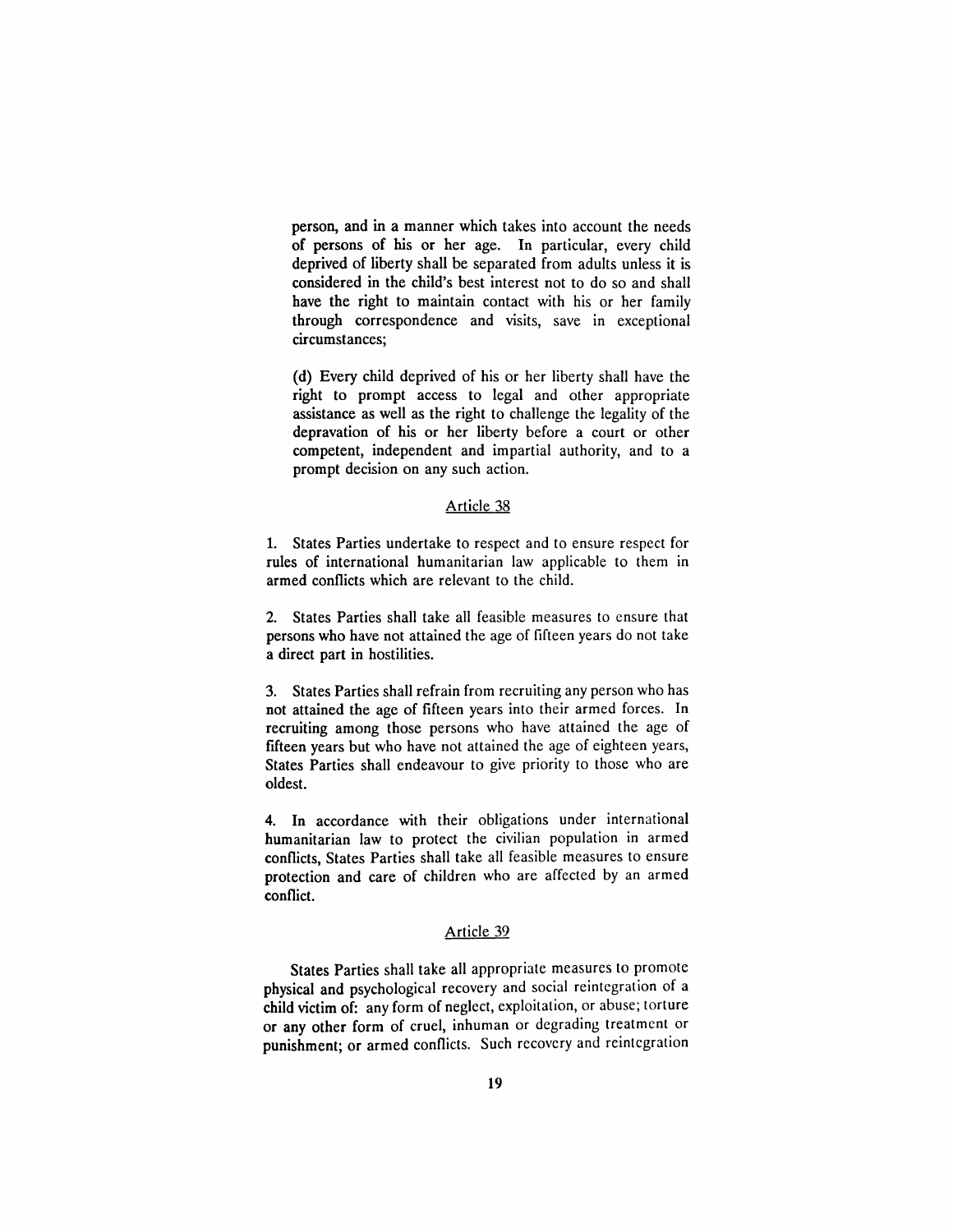person, and in a manner which takes into account the needs of persons of his or her age. In particular, every child deprived of liberty shall be separated from adults unless it is considered in the child's best interest not to do so and shall have the right to maintain contact with his or her family through correspondence and visits, save in exceptional circumstances;

(d) Every child deprived of his or her liberty shall have the right to prompt access to legal and other appropriate assistance as well as the right to challenge the legality of the depravation of his or her liberty before a court or other competent, independent and impartial authority, and to a prompt decision on any such action.

## Article 38

1. States Parties undertake to respect and to ensure respect for rules of international humanitarian law applicable to them in armed conflicts which are relevant to the child.

2. States Parties shall take all feasible measures to ensure that persons who have not attained the age of fifteen years do not take a direct part in hostilities.

3. States Parties shall refrain from recruiting any person who has not attained the age of fifteen years into their armed forces. In recruiting among those persons who have attained the age of fifteen years but who have not attained the age of eighteen years, States Parties shall endeavour to give priority to those who are oldest.

4. In accordance with their obligations under international humanitarian law to protect the civilian population in armed conflicts, States Parties shall take all feasible measures to ensure protection and care of children who are affected by an armed conflict.

## Article 39

States Parties shall take all appropriate measures to promote physical and psychological recovery and social reintegration of a child victim of: any form of neglect, exploitation, or abuse; torture or any other form of cruel, inhuman or degrading treatment or punishment; or armed conflicts. Such recovery and reintegration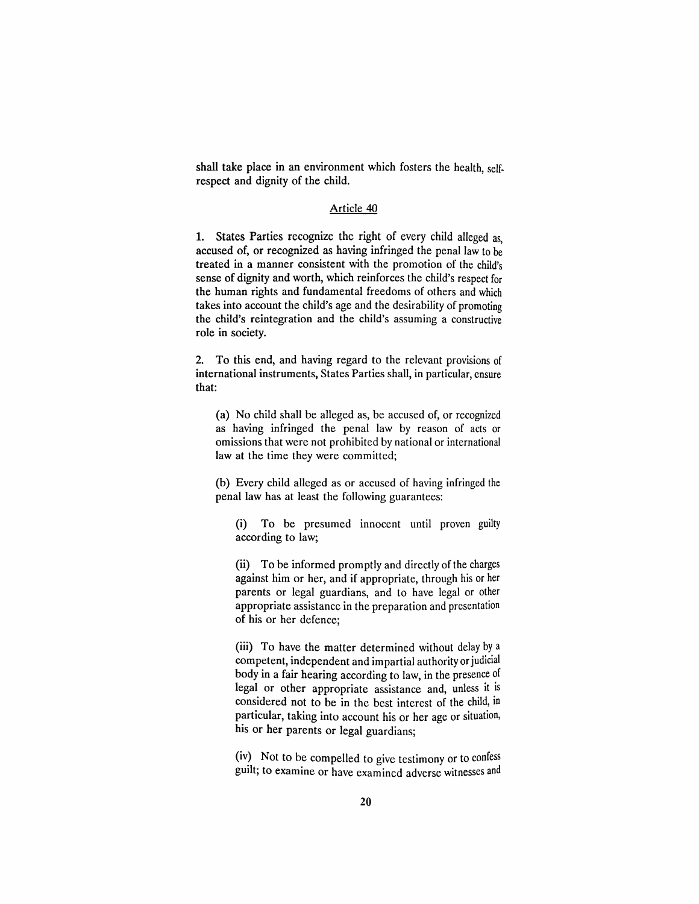shall take place in an environment which fosters the health, self-respect and dignity of the child.

## Article 40

1. States Parties recognize the right of every child alleged as, accused of, or recognized as having infringed the penal law to be treated in a manner consistent with the promotion of the child's sense of dignity and worth, which reinforces the child's respect for the human rights and fundamental freedoms of others and which takes into account the child's age and the desirability of promoting the child's reintegration and the child's assuming a constructive role in society.

2. To this end, and having regard to the relevant provisions of international instruments, States Parties shall, in particular, ensure that:

(a) No child shall be alleged as, be accused of, or recognized as having infringed the penal law by reason of acts or omissions that were not prohibited by national or international law at the time they were committed;

(b) Every child alleged as or accused of having infringed the penal law has at least the following guarantees:

(i) To be presumed innocent until proven guilty according to law;

(ii) To be informed promptly and directly of the charges against him or her, and if appropriate, through his or her parents or legal guardians, and to have legal or other appropriate assistance in the preparation and presentation of his or her defence;

(iii) To have the matter determined without delay by a competent, independent and impartial authority or judicial body in a fair hearing according to law, in the presence of legal or other appropriate assistance and, unless it is considered not to be in the best interest of the child, in particular, taking into account his or her age or situation, his or her parents or legal guardians;

(iv) Not to be compelled to give testimony or to confess guilt; to examine or have examined adverse witnesses and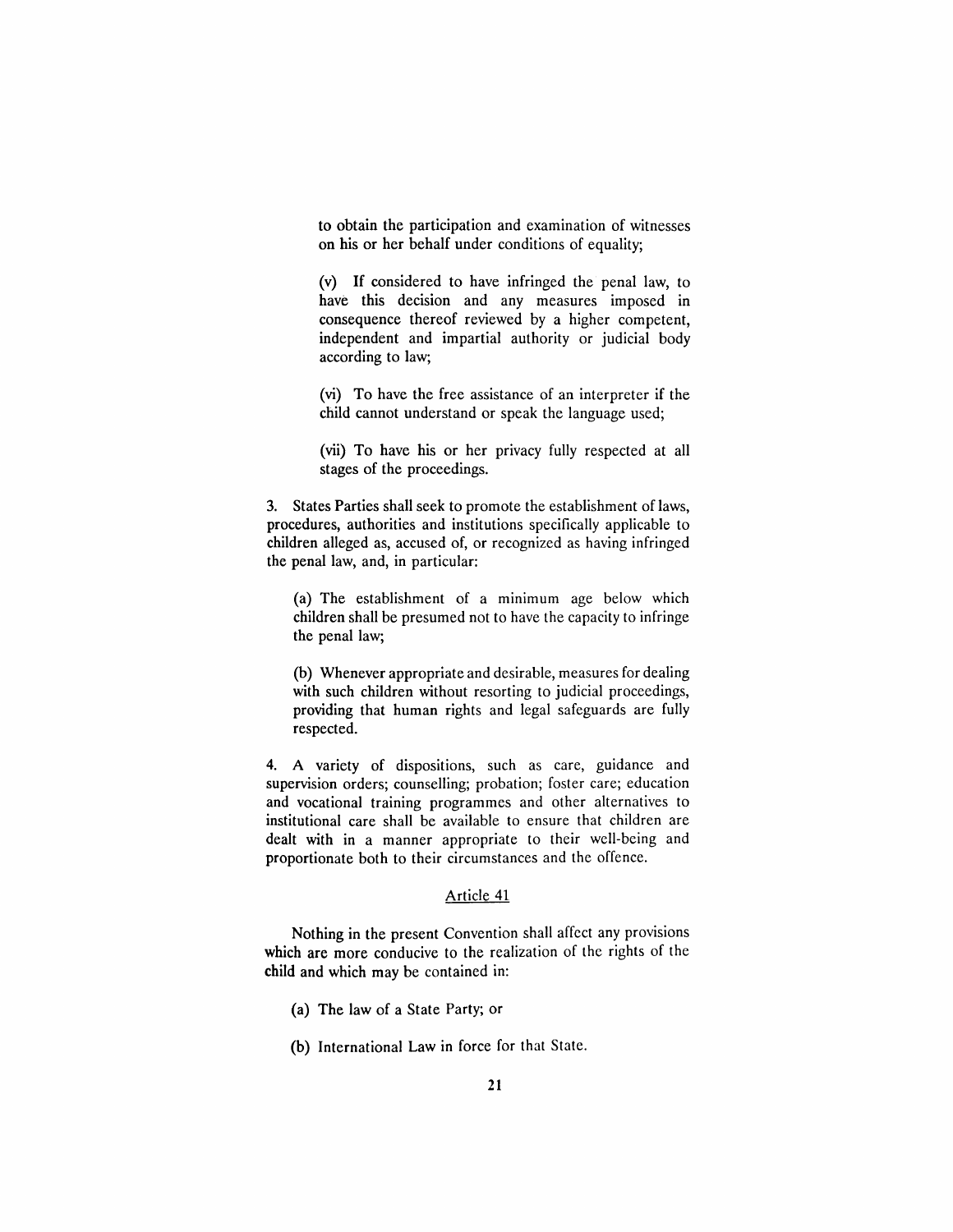to obtain the participation and examination of witnesses on his or her behalf under conditions of equality;

(v) If considered to have infringed the penal law, to have this decision and any measures imposed in consequence thereof reviewed by a higher competent, independent and impartial authority or judicial body according to law;

(vi) To have the free assistance of an interpreter if the child cannot understand or speak the language used;

(vii) To have his or her privacy fully respected at all stages of the proceedings.

3. States Parties shall seek to promote the establishment of laws, procedures, authorities and institutions specifically applicable to children alleged as, accused of, or recognized as having infringed the penal law, and, in particular:

(a) The establishment of a minimum age below which children shall be presumed not to have the capacity to infringe the penal law;

(b) Whenever appropriate and desirable, measures for dealing with such children without resorting to judicial proceedings, providing that human rights and legal safeguards are fully respected.

4. A variety of dispositions, such as care, guidance and supervision orders; counselling; probation; foster care; education and vocational training programmes and other alternatives to institutional care shall be available to ensure that children are dealt with in a manner appropriate to their well-being and proportionate both to their circumstances and the offence.

## Article 41

Nothing in the present Convention shall affect any provisions which are more conducive to the realization of the rights of the child and which may be contained in:

(a) The law of a State Party; or

(b) International Law in force for that State.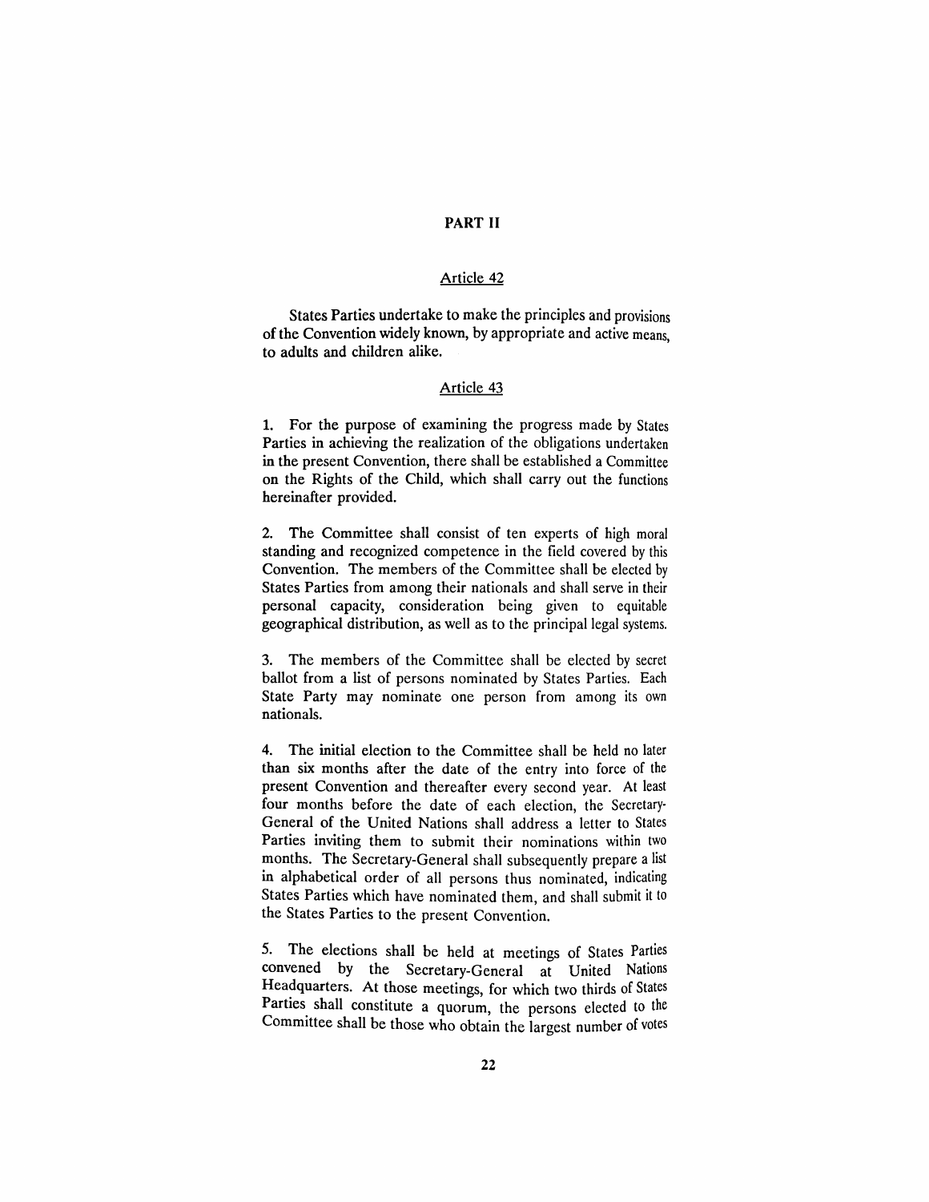## PART II

### Article 42

States Parties undertake to make the principles and provisions of the Convention widely known, by appropriate and active means, to adults and children alike.

### Article 43

1. For the purpose of examining the progress made by States Parties in achieving the realization of the obligations undertaken in the present Convention, there shall be established a Committee on the Rights of the Child, which shall carry out the functions hereinafter provided.

2. The Committee shall consist of ten experts of high moral standing and recognized competence in the field covered by this Convention. The members of the Committee shall be elected by States Parties from among their nationals and shall serve in their personal capacity, consideration being given to equitable geographical distribution, as well as to the principal legal systems.

3. The members of the Committee shall be elected by secret ballot from a list of persons nominated by States Parties. Each State Party may nominate one person from among its own nationals.

4. The initial election to the Committee shall be held no later than six months after the date of the entry into force of the present Convention and thereafter every second year. At least four months before the date of each election, the Secretary-General of the United Nations shall address a letter to States Parties inviting them to submit their nominations within two months. The Secretary-General shall subsequently prepare a list in alphabetical order of all persons thus nominated, indicating States Parties which have nominated them, and shall submit it to the States Parties to the present Convention.

5. The elections shall be held at meetings of States Parties convened by the Secretary-General at United Nations Headquarters. At those meetings, for which two thirds of States Parties shall constitute a quorum, the persons elected to the Committee shall be those who obtain the largest number of votes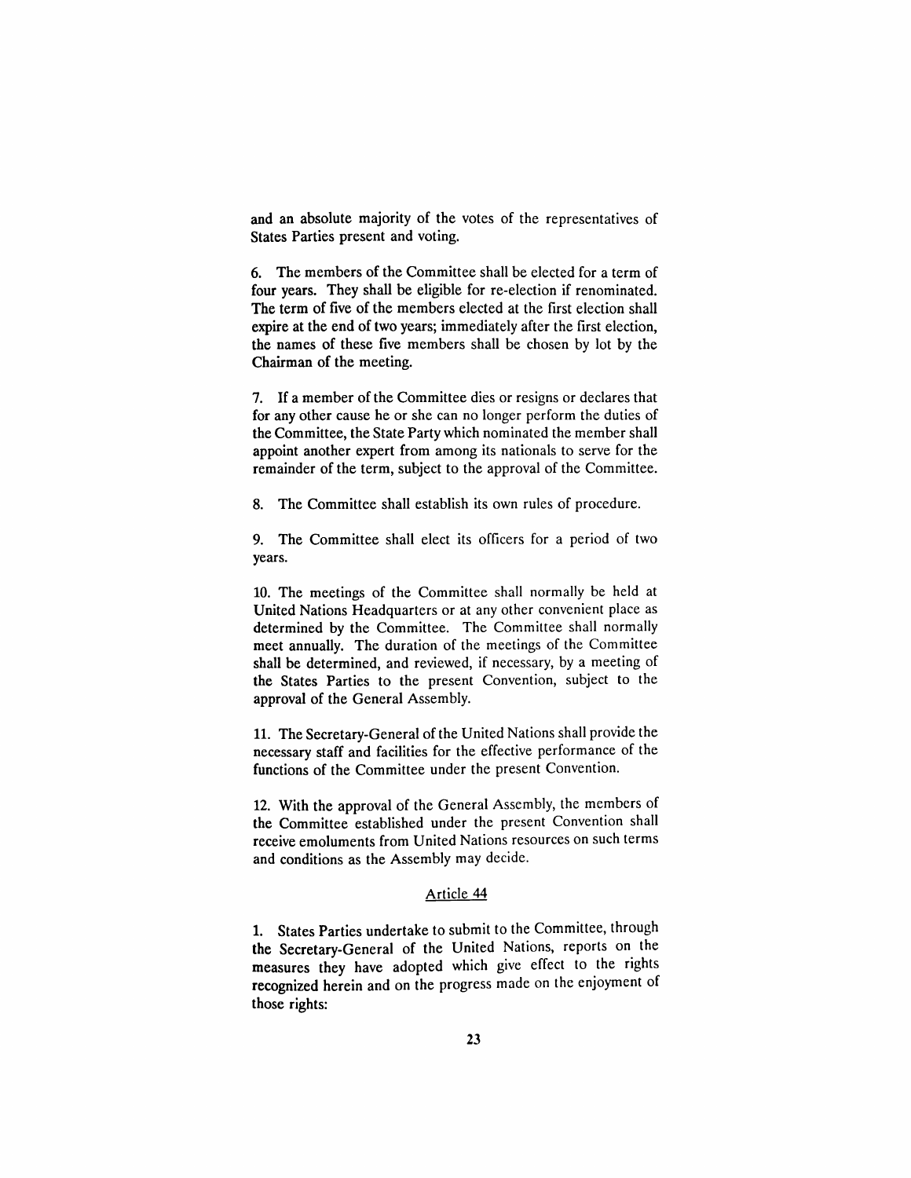and an absolute majority of the votes of the representatives of States Parties present and voting.

6. The members of the Committee shall be elected for a term of four years. They shall be eligible for re-election if renominated. The term of five of the members elected at the first election shall expire at the end of two years; immediately after the first election, the names of these five members shall be chosen by lot by the Chairman of the meeting.

7. If a member of the Committee dies or resigns or declares that for any other cause he or she can no longer perform the duties of the Committee, the State Party which nominated the member shall appoint another expert from among its nationals to serve for the remainder of the term, subject to the approval of the Committee.

8. The Committee shall establish its own rules of procedure.

9. The Committee shall elect its officers for a period of two years.

10. The meetings of the Committee shall normally be held at United Nations Headquarters or at any other convenient place as determined by the Committee. The Committee shall normally meet annually. The duration of the meetings of the Committee shall be determined, and reviewed, if necessary, by a meeting of the States Parties to the present Convention, subject to the approval of the General Assembly.

11. The Secretary-General of the United Nations shall provide the necessary staff and facilities for the effective performance of the functions of the Committee under the present Convention.

12. With the approval of the General Assembly, the members of the Committee established under the present Convention shall receive emoluments from United Nations resources on such terms and conditions as the Assembly may decide.

## Article 44

1. States Parties undertake to submit to the Committee, through the Secretary-General of the United Nations, reports on the measures they have adopted which give effect to the rights recognized herein and on the progress made on the enjoyment of those rights: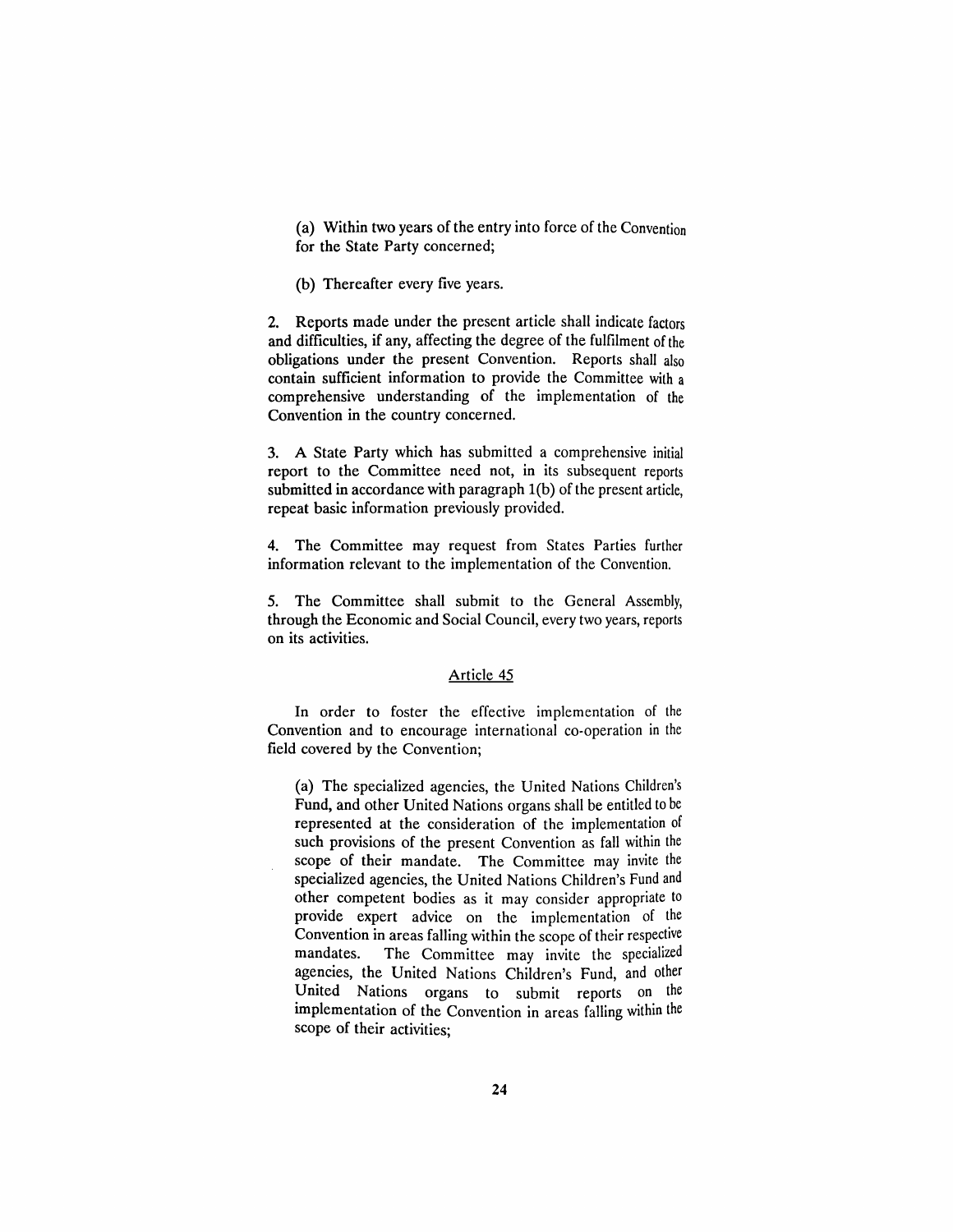(a) Within two years of the entry into force of the Convention for the State Party concerned;

(b) Thereafter every five years.

2. Reports made under the present article shall indicate factors and difficulties, if any, affecting the degree of the fulfilment of the obligations under the present Convention. Reports shall also contain sufficient information to provide the Committee with a comprehensive understanding of the implementation of the Convention in the country concerned.

3. A State Party which has submitted a comprehensive initial report to the Committee need not, in its subsequent reports submitted in accordance with paragraph 1(b) of the present article, repeat basic information previously provided.

4. The Committee may request from States Parties further information relevant to the implementation of the Convention.

5. The Committee shall submit to the General Assembly, through the Economic and Social Council, every two years, reports on its activities.

## Article 45

In order to foster the effective implementation of the Convention and to encourage international co-operation in the field covered by the Convention;

(a) The specialized agencies, the United Nations Children's Fund, and other United Nations organs shall be entitled to be represented at the consideration of the implementation of such provisions of the present Convention as fall within the scope of their mandate. The Committee may invite the specialized agencies, the United Nations Children's Fund and other competent bodies as it may consider appropriate to provide expert advice on the implementation of the Convention in areas falling within the scope of their respective mandates. The Committee may invite the specialized agencies, the United Nations Children's Fund, and other United Nations organs to submit reports on the implementation of the Convention in areas falling within the scope of their activities;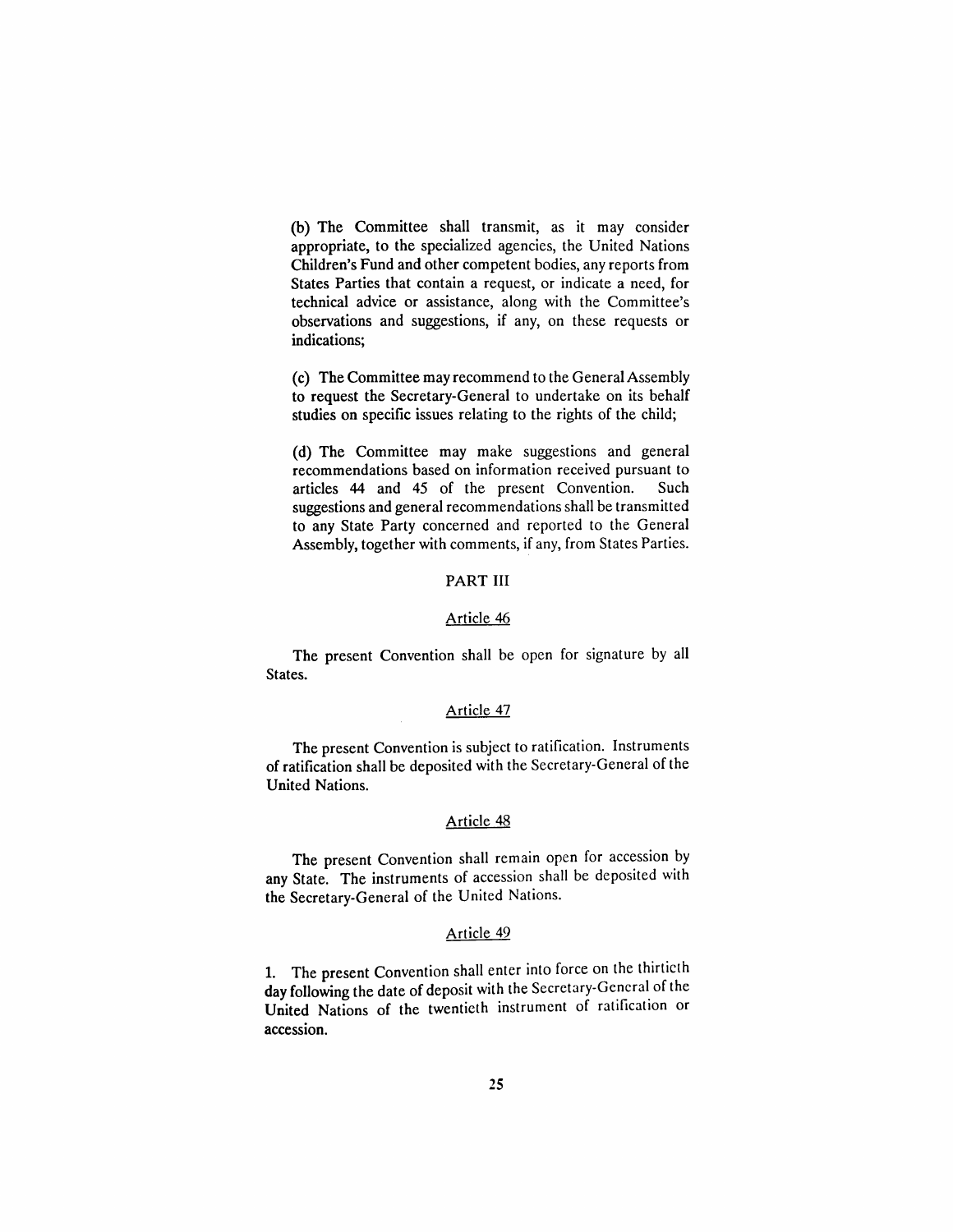(b) The Committee shall transmit, as it may consider appropriate, to the specialized agencies, the United Nations Children's Fund and other competent bodies, any reports from States Parties that contain a request, or indicate a need, for technical advice or assistance, along with the Committee's observations and suggestions, if any, on these requests or indications;

(c) The Committee may recommend to the General Assembly to request the Secretary-General to undertake on its behalf studies on specific issues relating to the rights of the child;

(d) The Committee may make suggestions and general recommendations based on information received pursuant to articles 44 and 45 of the present Convention. Such suggestions and general recommendations shall be transmitted to any State Party concerned and reported to the General Assembly, together with comments, if any, from States Parties.

## PART III

### Article 46

The present Convention shall be open for signature by all States.

### Article 47

The present Convention is subject to ratification. Instruments of ratification shall be deposited with the Secretary-General of the United Nations.

### Article 48

The present Convention shall remain open for accession by any State. The instruments of accession shall be deposited with the Secretary-General of the United Nations.

### Article 49

1. The present Convention shall enter into force on the thirtieth day following the date of deposit with the Secretary-General of the United Nations of the twentieth instrument of ratification or accession.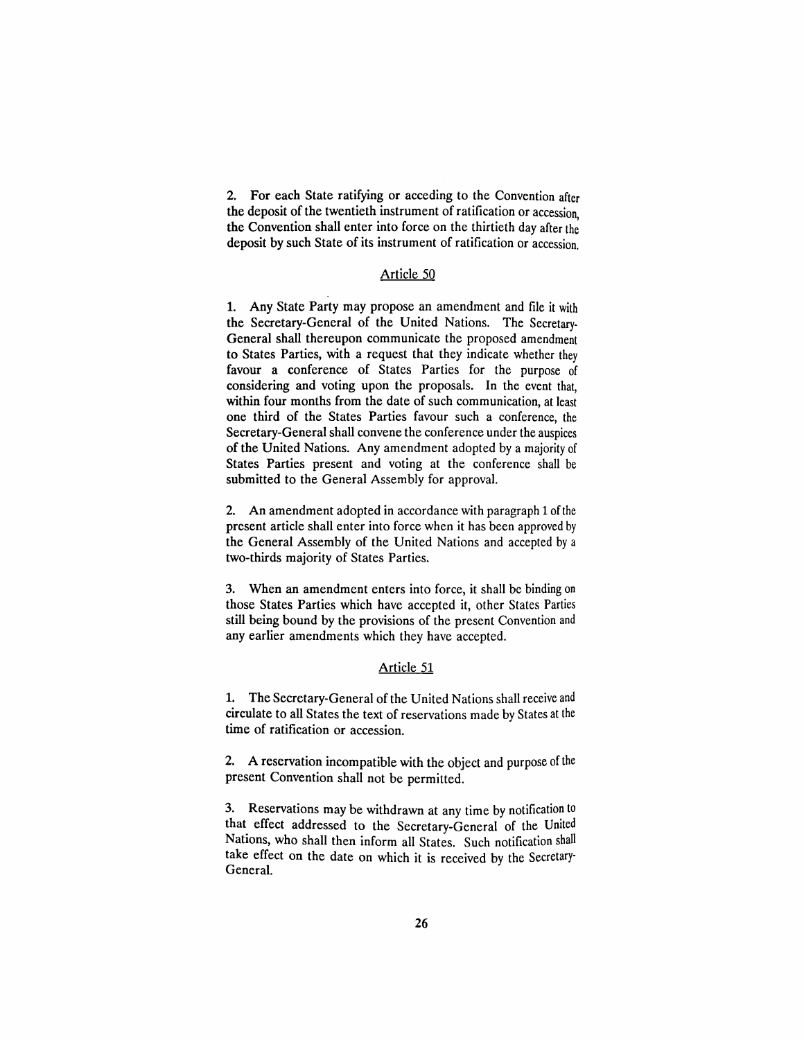2. For each State ratifying or acceding to the Convention after the deposit of the twentieth instrument of ratification or accession, the Convention shall enter into force on the thirtieth day after the deposit by such State of its instrument of ratification or accession.

## Article 50

1. Any State Party may propose an amendment and file it with the Secretary-General of the United Nations. The Secretary-General shall thereupon communicate the proposed amendment to States Parties, with a request that they indicate whether they favour a conference of States Parties for the purpose of considering and voting upon the proposals. In the event that, within four months from the date of such communication, at least one third of the States Parties favour such a conference, the Secretary-General shall convene the conference under the auspices of the United Nations. Any amendment adopted by a majority of States Parties present and voting at the conference shall be submitted to the General Assembly for approval.

2. An amendment adopted in accordance with paragraph 1 of the present article shall enter into force when it has been approved by the General Assembly of the United Nations and accepted by a two-thirds majority of States Parties.

3. When an amendment enters into force, it shall be binding on those States Parties which have accepted it, other States Parties still being bound by the provisions of the present Convention and any earlier amendments which they have accepted.

## Article 51

1. The Secretary-General of the United Nations shall receive and circulate to all States the text of reservations made by States at the time of ratification or accession.

2. A reservation incompatible with the object and purpose of the present Convention shall not be permitted.

3. Reservations may be withdrawn at any time by notification to that effect addressed to the Secretary-General of the United Nations, who shall then inform all States. Such notification shall take effect on the date on which it is received by the Secretary-General.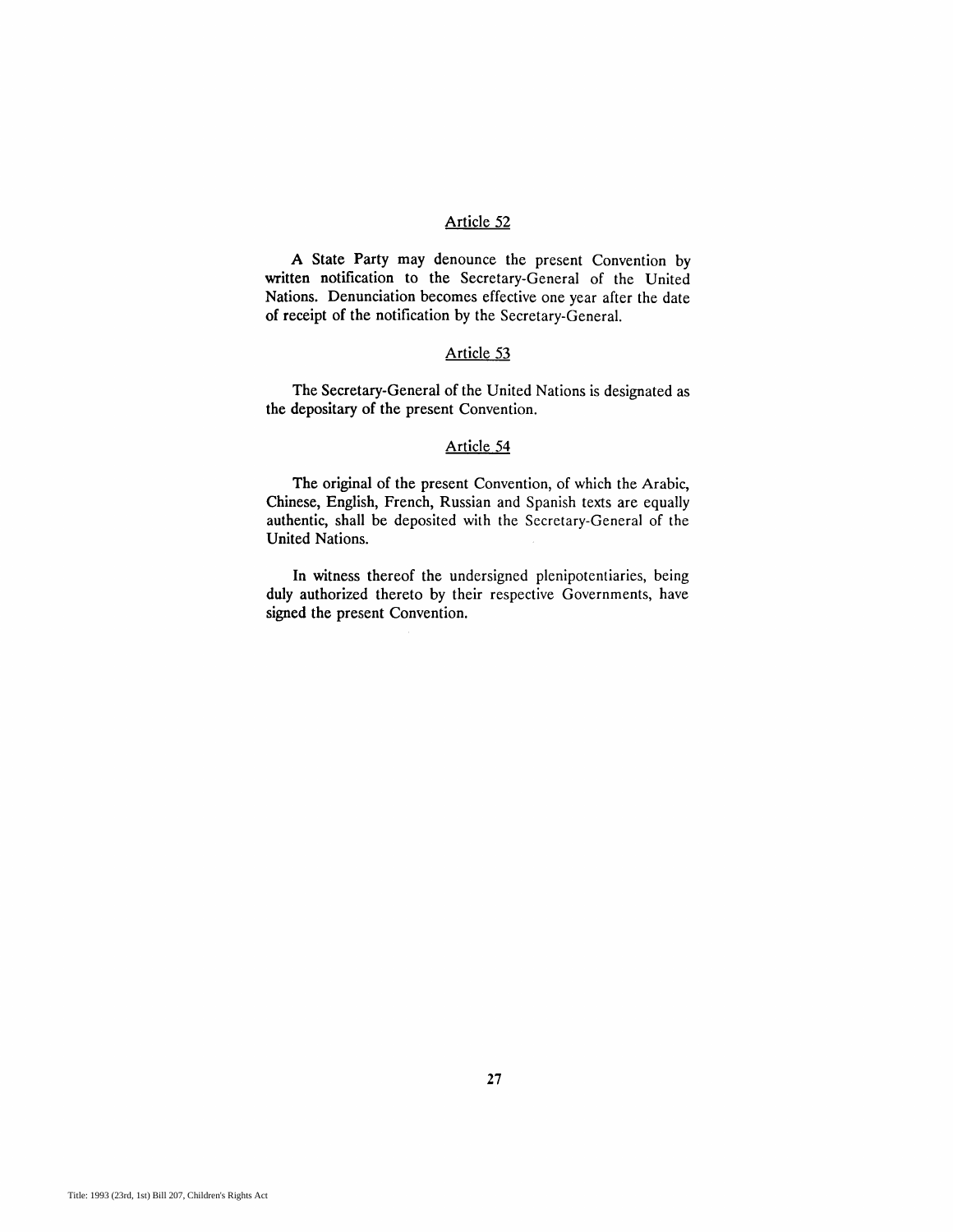### Article 52

A State Party may denounce the present Convention by written notification to the Secretary-General of the United Nations. Denunciation becomes effective one year after the date of receipt of the notification by the Secretary-General.

### Article 53

The Secretary-General of the United Nations is designated as the depositary of the present Convention.

### Article 54

The original of the present Convention, of which the Arabic, Chinese, English, French, Russian and Spanish texts are equally authentic, shall be deposited with the Secretary-General of the United Nations.

In witness thereof the undersigned plenipotentiaries, being duly authorized thereto by their respective Governments, have signed the present Convention.